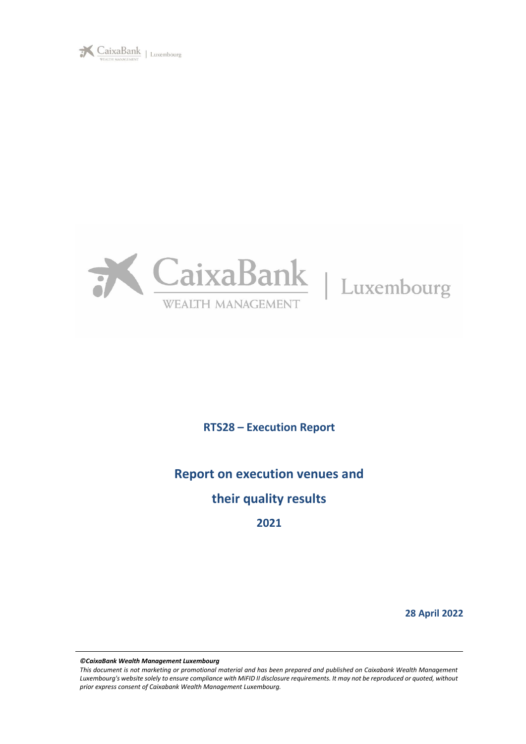**RTS28 – Execution Report**

# Report on execution venues and their quality results

**2021**

**28 April 2022**

---

***©CaixaBank Wealth Management Luxembourg***

*This document is not marketing or promotional material and has been prepared and published on Caixabank Wealth Management Luxembourg's website solely to ensure compliance with MiFID II disclosure requirements. It may not be reproduced or quoted, without prior express consent of Caixabank Wealth Management Luxembourg.*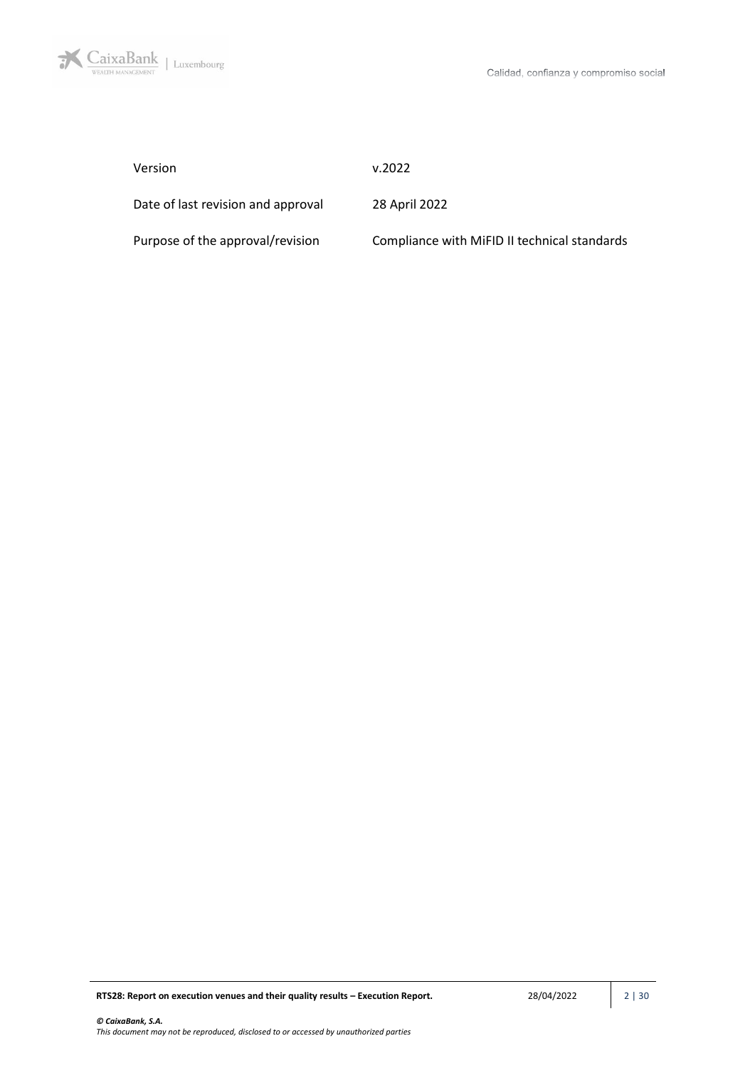| Version | v.2022 |
| --- | --- |
| Date of last revision and approval | 28 April 2022 |
| Purpose of the approval/revision | Compliance with MiFID II technical standards |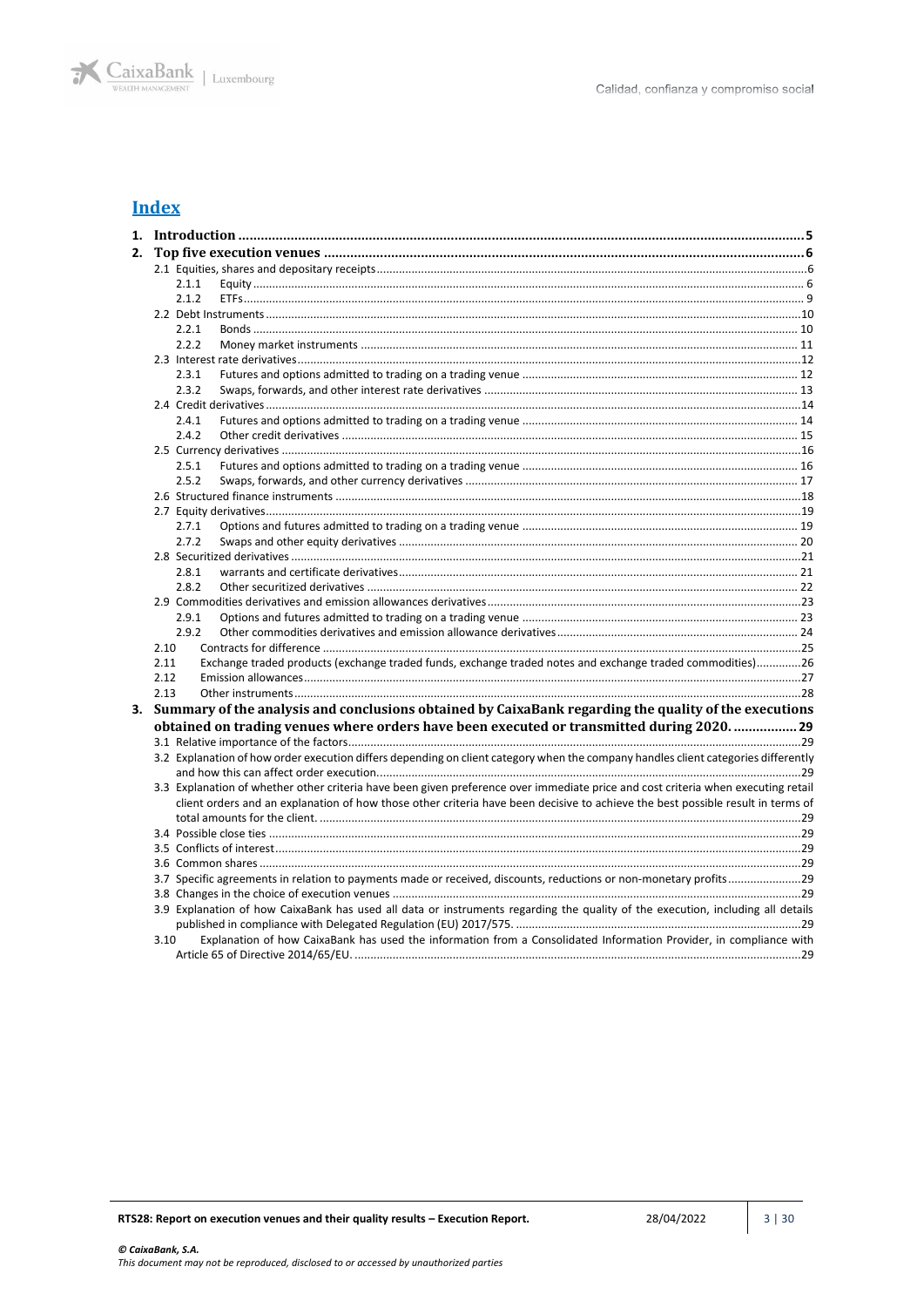## Index

1. **Introduction** ........................................................................ 5
2. **Top five execution venues** ........................................................................ 6
    - 2.1 Equities, shares and depositary receipts ........................................................................ 6
        - 2.1.1 Equity ........................................................................ 6
        - 2.1.2 ETFs ........................................................................ 9
    - 2.2 Debt Instruments ........................................................................ 10
        - 2.2.1 Bonds ........................................................................ 10
        - 2.2.2 Money market instruments ........................................................................ 11
    - 2.3 Interest rate derivatives ........................................................................ 12
        - 2.3.1 Futures and options admitted to trading on a trading venue ........................................................................ 12
        - 2.3.2 Swaps, forwards, and other interest rate derivatives ........................................................................ 13
    - 2.4 Credit derivatives ........................................................................ 14
        - 2.4.1 Futures and options admitted to trading on a trading venue ........................................................................ 14
        - 2.4.2 Other credit derivatives ........................................................................ 15
    - 2.5 Currency derivatives ........................................................................ 16
        - 2.5.1 Futures and options admitted to trading on a trading venue ........................................................................ 16
        - 2.5.2 Swaps, forwards, and other currency derivatives ........................................................................ 17
    - 2.6 Structured finance instruments ........................................................................ 18
    - 2.7 Equity derivatives ........................................................................ 19
        - 2.7.1 Options and futures admitted to trading on a trading venue ........................................................................ 19
        - 2.7.2 Swaps and other equity derivatives ........................................................................ 20
    - 2.8 Securitized derivatives ........................................................................ 21
        - 2.8.1 warrants and certificate derivatives ........................................................................ 21
        - 2.8.2 Other securitized derivatives ........................................................................ 22
    - 2.9 Commodities derivatives and emission allowances derivatives ........................................................................ 23
        - 2.9.1 Options and futures admitted to trading on a trading venue ........................................................................ 23
        - 2.9.2 Other commodities derivatives and emission allowance derivatives ........................................................................ 24
    - 2.10 Contracts for difference ........................................................................ 25
    - 2.11 Exchange traded products (exchange traded funds, exchange traded notes and exchange traded commodities) ........................................................................ 26
    - 2.12 Emission allowances ........................................................................ 27
    - 2.13 Other instruments ........................................................................ 28
3. **Summary of the analysis and conclusions obtained by CaixaBank regarding the quality of the executions obtained on trading venues where orders have been executed or transmitted during 2020.** ........................................................................ 29
    - 3.1 Relative importance of the factors ........................................................................ 29
    - 3.2 Explanation of how order execution differs depending on client category when the company handles client categories differently and how this can affect order execution ........................................................................ 29
    - 3.3 Explanation of whether other criteria have been given preference over immediate price and cost criteria when executing retail client orders and an explanation of how those other criteria have been decisive to achieve the best possible result in terms of total amounts for the client. ........................................................................ 29
    - 3.4 Possible close ties ........................................................................ 29
    - 3.5 Conflicts of interest ........................................................................ 29
    - 3.6 Common shares ........................................................................ 29
    - 3.7 Specific agreements in relation to payments made or received, discounts, reductions or non-monetary profits ........................................................................ 29
    - 3.8 Changes in the choice of execution venues ........................................................................ 29
    - 3.9 Explanation of how CaixaBank has used all data or instruments regarding the quality of the execution, including all details published in compliance with Delegated Regulation (EU) 2017/575. ........................................................................ 29
    - 3.10 Explanation of how CaixaBank has used the information from a Consolidated Information Provider, in compliance with Article 65 of Directive 2014/65/EU. ........................................................................ 29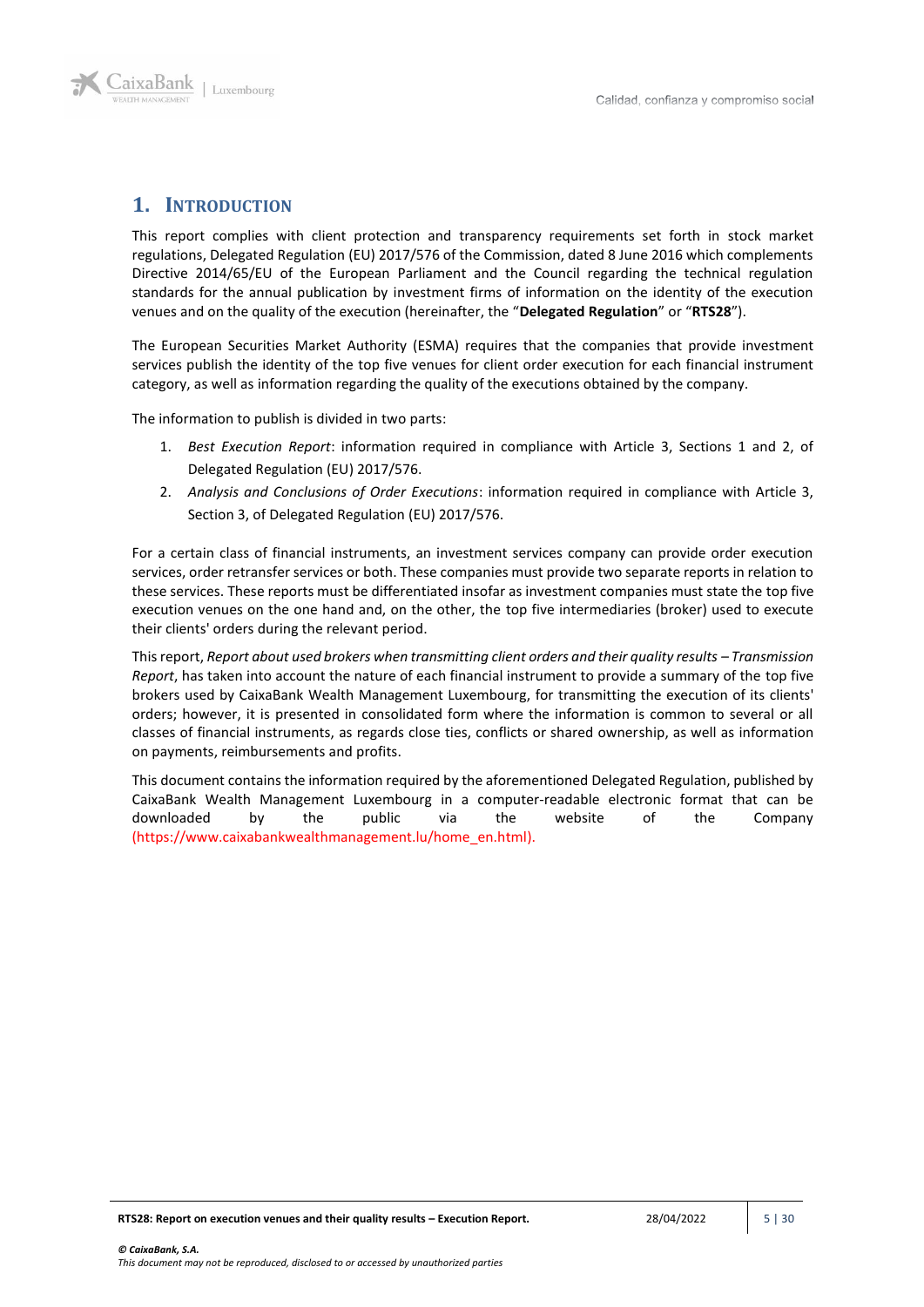# 1. INTRODUCTION

This report complies with client protection and transparency requirements set forth in stock market regulations, Delegated Regulation (EU) 2017/576 of the Commission, dated 8 June 2016 which complements Directive 2014/65/EU of the European Parliament and the Council regarding the technical regulation standards for the annual publication by investment firms of information on the identity of the execution venues and on the quality of the execution (hereinafter, the "**Delegated Regulation**" or "**RTS28**").

The European Securities Market Authority (ESMA) requires that the companies that provide investment services publish the identity of the top five venues for client order execution for each financial instrument category, as well as information regarding the quality of the executions obtained by the company.

The information to publish is divided in two parts:

1. *Best Execution Report*: information required in compliance with Article 3, Sections 1 and 2, of Delegated Regulation (EU) 2017/576.
2. *Analysis and Conclusions of Order Executions*: information required in compliance with Article 3, Section 3, of Delegated Regulation (EU) 2017/576.

For a certain class of financial instruments, an investment services company can provide order execution services, order retransfer services or both. These companies must provide two separate reports in relation to these services. These reports must be differentiated insofar as investment companies must state the top five execution venues on the one hand and, on the other, the top five intermediaries (broker) used to execute their clients' orders during the relevant period.

This report, *Report about used brokers when transmitting client orders and their quality results – Transmission Report*, has taken into account the nature of each financial instrument to provide a summary of the top five brokers used by CaixaBank Wealth Management Luxembourg, for transmitting the execution of its clients' orders; however, it is presented in consolidated form where the information is common to several or all classes of financial instruments, as regards close ties, conflicts or shared ownership, as well as information on payments, reimbursements and profits.

This document contains the information required by the aforementioned Delegated Regulation, published by CaixaBank Wealth Management Luxembourg in a computer-readable electronic format that can be downloaded by the public via the website of the Company (https://www.caixabankwealthmanagement.lu/home_en.html).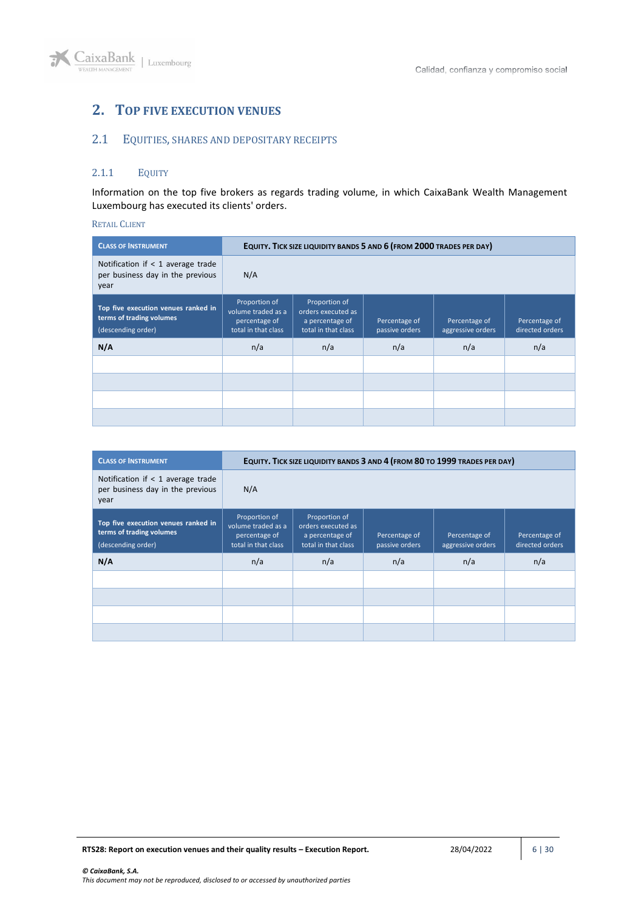## 2. Top five execution venues

### 2.1 Equities, shares and depositary receipts

#### 2.1.1 Equity

Information on the top five brokers as regards trading volume, in which CaixaBank Wealth Management Luxembourg has executed its clients' orders.

Retail Client

| Class of Instrument | Equity. Tick size liquidity bands 5 and 6 (from 2000 trades per day) | | | | |
|---|---|---|---|---|---|
| Notification if < 1 average trade per business day in the previous year | N/A | | | | |
| Top five execution venues ranked in terms of trading volumes (descending order) | Proportion of volume traded as a percentage of total in that class | Proportion of orders executed as a percentage of total in that class | Percentage of passive orders | Percentage of aggressive orders | Percentage of directed orders |
| **N/A** | n/a | n/a | n/a | n/a | n/a |
| | | | | | |
| | | | | | |
| | | | | | |
| | | | | | |

| Class of Instrument | Equity. Tick size liquidity bands 3 and 4 (from 80 to 1999 trades per day) | | | | |
|---|---|---|---|---|---|
| Notification if < 1 average trade per business day in the previous year | N/A | | | | |
| Top five execution venues ranked in terms of trading volumes (descending order) | Proportion of volume traded as a percentage of total in that class | Proportion of orders executed as a percentage of total in that class | Percentage of passive orders | Percentage of aggressive orders | Percentage of directed orders |
| **N/A** | n/a | n/a | n/a | n/a | n/a |
| | | | | | |
| | | | | | |
| | | | | | |
| | | | | | |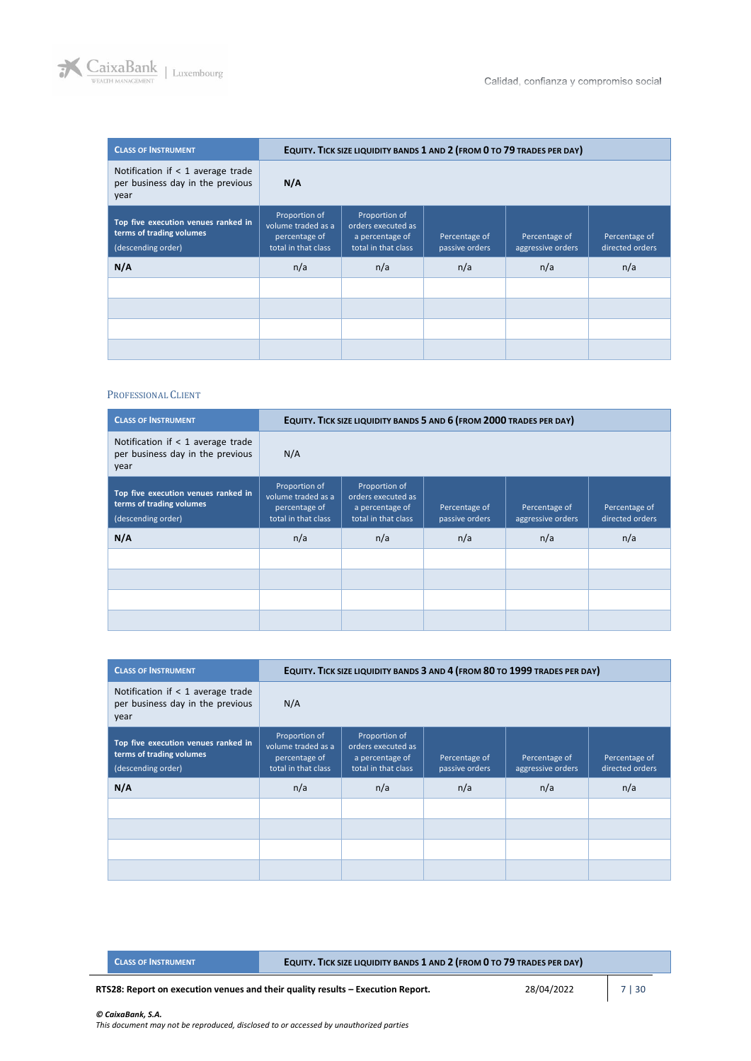| Class of Instrument | Equity. Tick size liquidity bands 1 and 2 (from 0 to 79 trades per day) | | | | |
|---|---|---|---|---|---|
| Notification if < 1 average trade per business day in the previous year | **N/A** | | | | |
| **Top five execution venues ranked in terms of trading volumes** (descending order) | Proportion of volume traded as a percentage of total in that class | Proportion of orders executed as a percentage of total in that class | Percentage of passive orders | Percentage of aggressive orders | Percentage of directed orders |
| **N/A** | n/a | n/a | n/a | n/a | n/a |
| | | | | | |
| | | | | | |
| | | | | | |
| | | | | | |

## Professional Client

| Class of Instrument | Equity. Tick size liquidity bands 5 and 6 (from 2000 trades per day) | | | | |
|---|---|---|---|---|---|
| Notification if < 1 average trade per business day in the previous year | N/A | | | | |
| **Top five execution venues ranked in terms of trading volumes** (descending order) | Proportion of volume traded as a percentage of total in that class | Proportion of orders executed as a percentage of total in that class | Percentage of passive orders | Percentage of aggressive orders | Percentage of directed orders |
| **N/A** | n/a | n/a | n/a | n/a | n/a |
| | | | | | |
| | | | | | |
| | | | | | |
| | | | | | |

| Class of Instrument | Equity. Tick size liquidity bands 3 and 4 (from 80 to 1999 trades per day) | | | | |
|---|---|---|---|---|---|
| Notification if < 1 average trade per business day in the previous year | N/A | | | | |
| **Top five execution venues ranked in terms of trading volumes** (descending order) | Proportion of volume traded as a percentage of total in that class | Proportion of orders executed as a percentage of total in that class | Percentage of passive orders | Percentage of aggressive orders | Percentage of directed orders |
| **N/A** | n/a | n/a | n/a | n/a | n/a |
| | | | | | |
| | | | | | |
| | | | | | |
| | | | | | |

| Class of Instrument | Equity. Tick size liquidity bands 1 and 2 (from 0 to 79 trades per day) |
|---|---|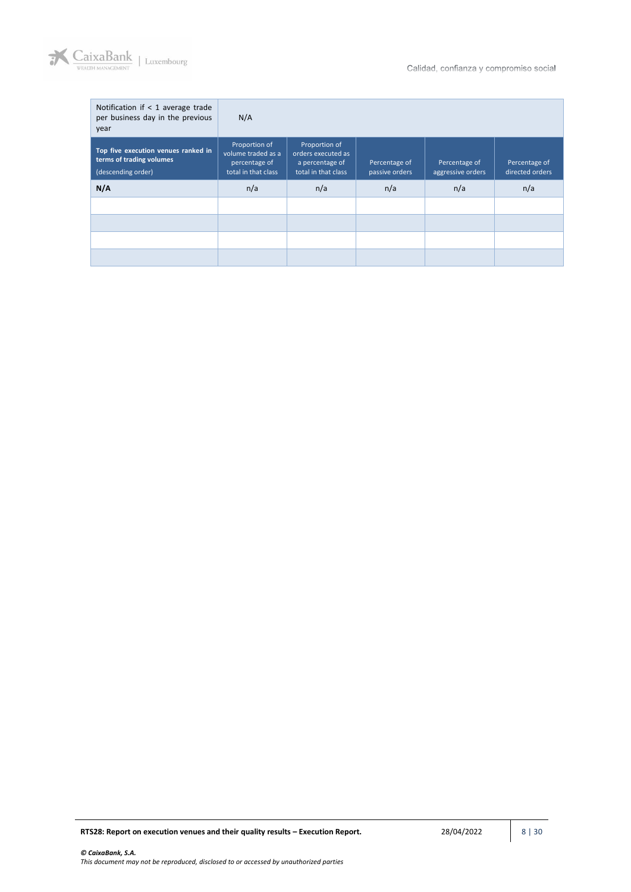| Notification if < 1 average trade per business day in the previous year | N/A | | | | |
|---|---|---|---|---|---|
| **Top five execution venues ranked in terms of trading volumes** (descending order) | Proportion of volume traded as a percentage of total in that class | Proportion of orders executed as a percentage of total in that class | Percentage of passive orders | Percentage of aggressive orders | Percentage of directed orders |
| **N/A** | n/a | n/a | n/a | n/a | n/a |
| | | | | | |
| | | | | | |
| | | | | | |
| | | | | | |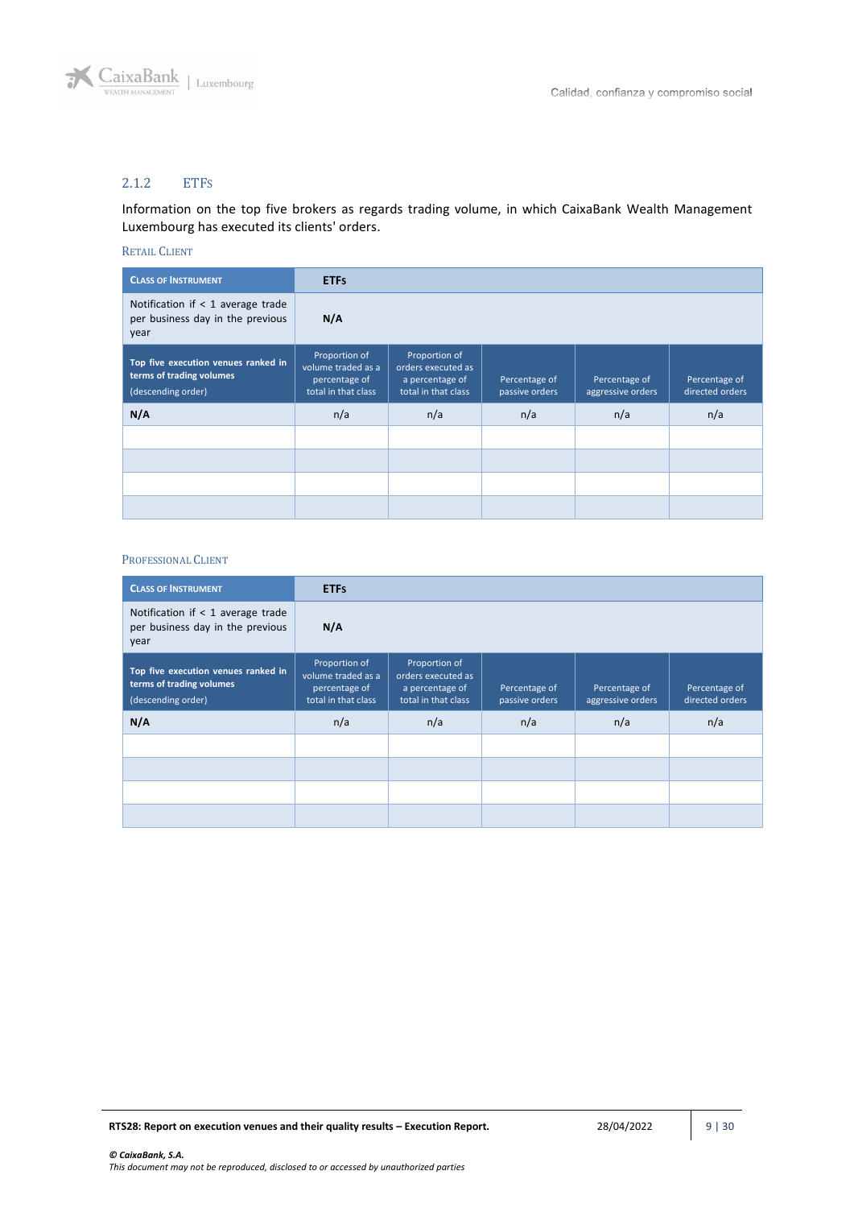### 2.1.2 ETFs

Information on the top five brokers as regards trading volume, in which CaixaBank Wealth Management Luxembourg has executed its clients' orders.

#### Retail Client

| Class of Instrument | ETFs | | | | |
|---|---|---|---|---|---|
| Notification if < 1 average trade per business day in the previous year | N/A | | | | |
| **Top five execution venues ranked in terms of trading volumes** (descending order) | Proportion of volume traded as a percentage of total in that class | Proportion of orders executed as a percentage of total in that class | Percentage of passive orders | Percentage of aggressive orders | Percentage of directed orders |
| **N/A** | n/a | n/a | n/a | n/a | n/a |
| | | | | | |
| | | | | | |
| | | | | | |
| | | | | | |

#### Professional Client

| Class of Instrument | ETFs | | | | |
|---|---|---|---|---|---|
| Notification if < 1 average trade per business day in the previous year | N/A | | | | |
| **Top five execution venues ranked in terms of trading volumes** (descending order) | Proportion of volume traded as a percentage of total in that class | Proportion of orders executed as a percentage of total in that class | Percentage of passive orders | Percentage of aggressive orders | Percentage of directed orders |
| **N/A** | n/a | n/a | n/a | n/a | n/a |
| | | | | | |
| | | | | | |
| | | | | | |
| | | | | | |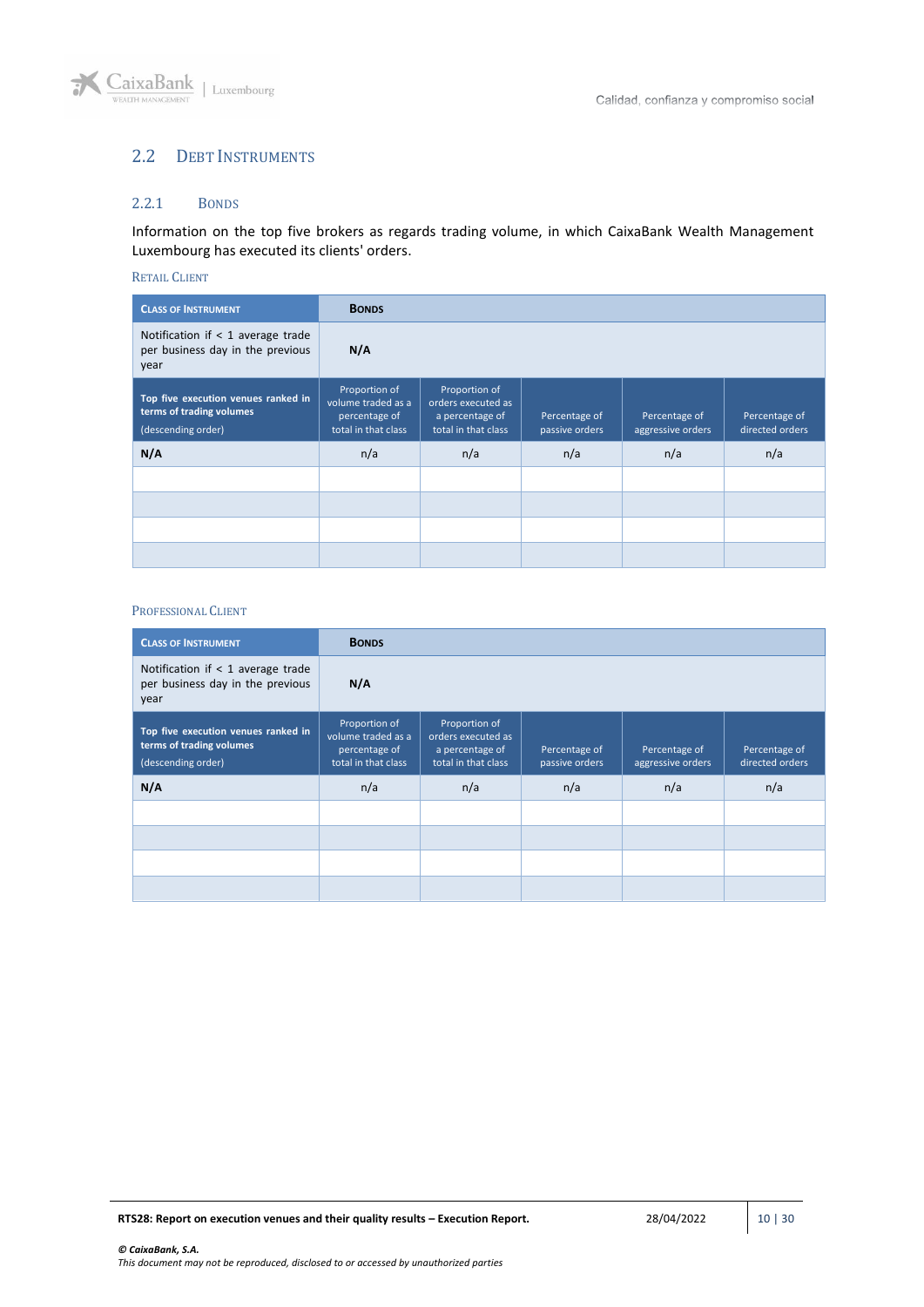## 2.2 DEBT INSTRUMENTS

### 2.2.1 BONDS

Information on the top five brokers as regards trading volume, in which CaixaBank Wealth Management Luxembourg has executed its clients' orders.

RETAIL CLIENT

| CLASS OF INSTRUMENT | BONDS | | | | |
|---|---|---|---|---|---|
| Notification if < 1 average trade per business day in the previous year | **N/A** | | | | |
| **Top five execution venues ranked in terms of trading volumes** (descending order) | Proportion of volume traded as a percentage of total in that class | Proportion of orders executed as a percentage of total in that class | Percentage of passive orders | Percentage of aggressive orders | Percentage of directed orders |
| **N/A** | n/a | n/a | n/a | n/a | n/a |
| | | | | | |
| | | | | | |
| | | | | | |
| | | | | | |

PROFESSIONAL CLIENT

| CLASS OF INSTRUMENT | BONDS | | | | |
|---|---|---|---|---|---|
| Notification if < 1 average trade per business day in the previous year | **N/A** | | | | |
| **Top five execution venues ranked in terms of trading volumes** (descending order) | Proportion of volume traded as a percentage of total in that class | Proportion of orders executed as a percentage of total in that class | Percentage of passive orders | Percentage of aggressive orders | Percentage of directed orders |
| **N/A** | n/a | n/a | n/a | n/a | n/a |
| | | | | | |
| | | | | | |
| | | | | | |
| | | | | | |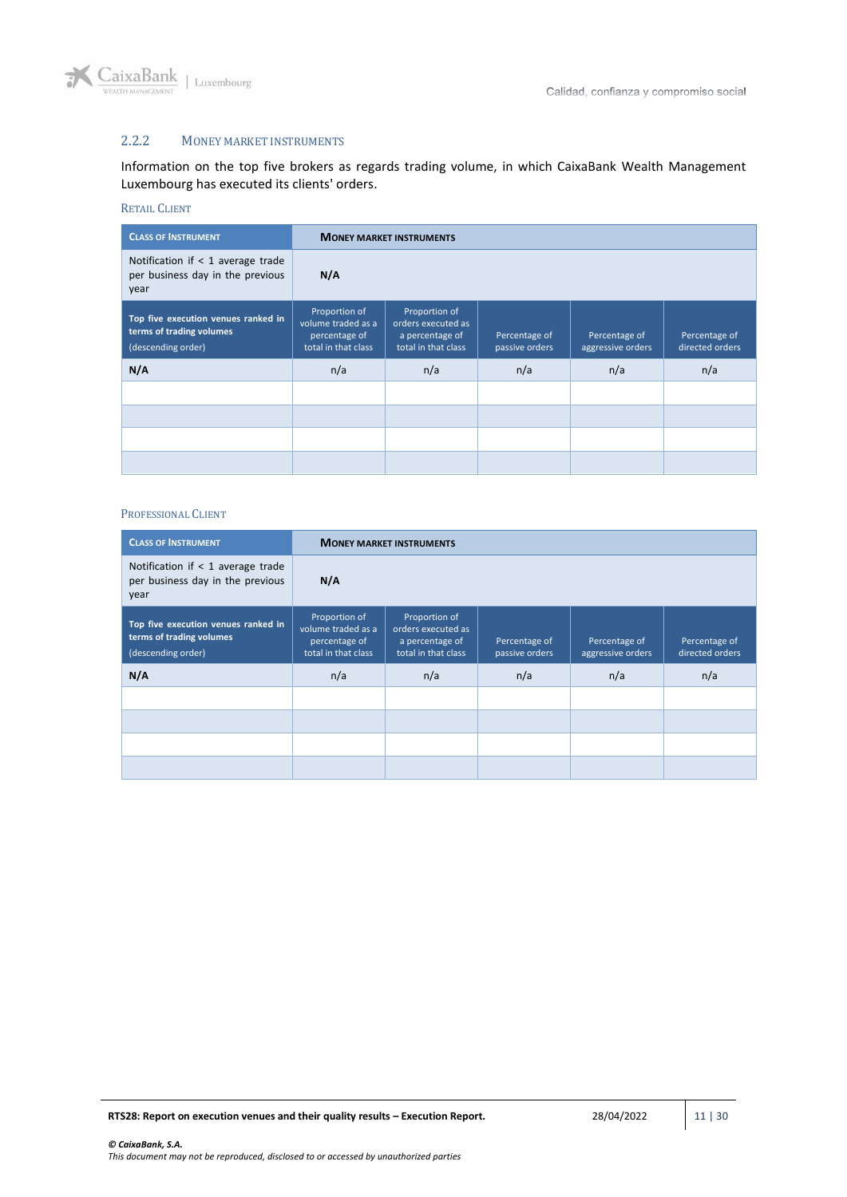### 2.2.2 MONEY MARKET INSTRUMENTS

Information on the top five brokers as regards trading volume, in which CaixaBank Wealth Management Luxembourg has executed its clients' orders.

#### RETAIL CLIENT

| CLASS OF INSTRUMENT | MONEY MARKET INSTRUMENTS | | | | |
|---|---|---|---|---|---|
| Notification if < 1 average trade per business day in the previous year | **N/A** | | | | |
| **Top five execution venues ranked in terms of trading volumes** (descending order) | Proportion of volume traded as a percentage of total in that class | Proportion of orders executed as a percentage of total in that class | Percentage of passive orders | Percentage of aggressive orders | Percentage of directed orders |
| **N/A** | n/a | n/a | n/a | n/a | n/a |
| | | | | | |
| | | | | | |
| | | | | | |
| | | | | | |

#### PROFESSIONAL CLIENT

| CLASS OF INSTRUMENT | MONEY MARKET INSTRUMENTS | | | | |
|---|---|---|---|---|---|
| Notification if < 1 average trade per business day in the previous year | **N/A** | | | | |
| **Top five execution venues ranked in terms of trading volumes** (descending order) | Proportion of volume traded as a percentage of total in that class | Proportion of orders executed as a percentage of total in that class | Percentage of passive orders | Percentage of aggressive orders | Percentage of directed orders |
| **N/A** | n/a | n/a | n/a | n/a | n/a |
| | | | | | |
| | | | | | |
| | | | | | |
| | | | | | |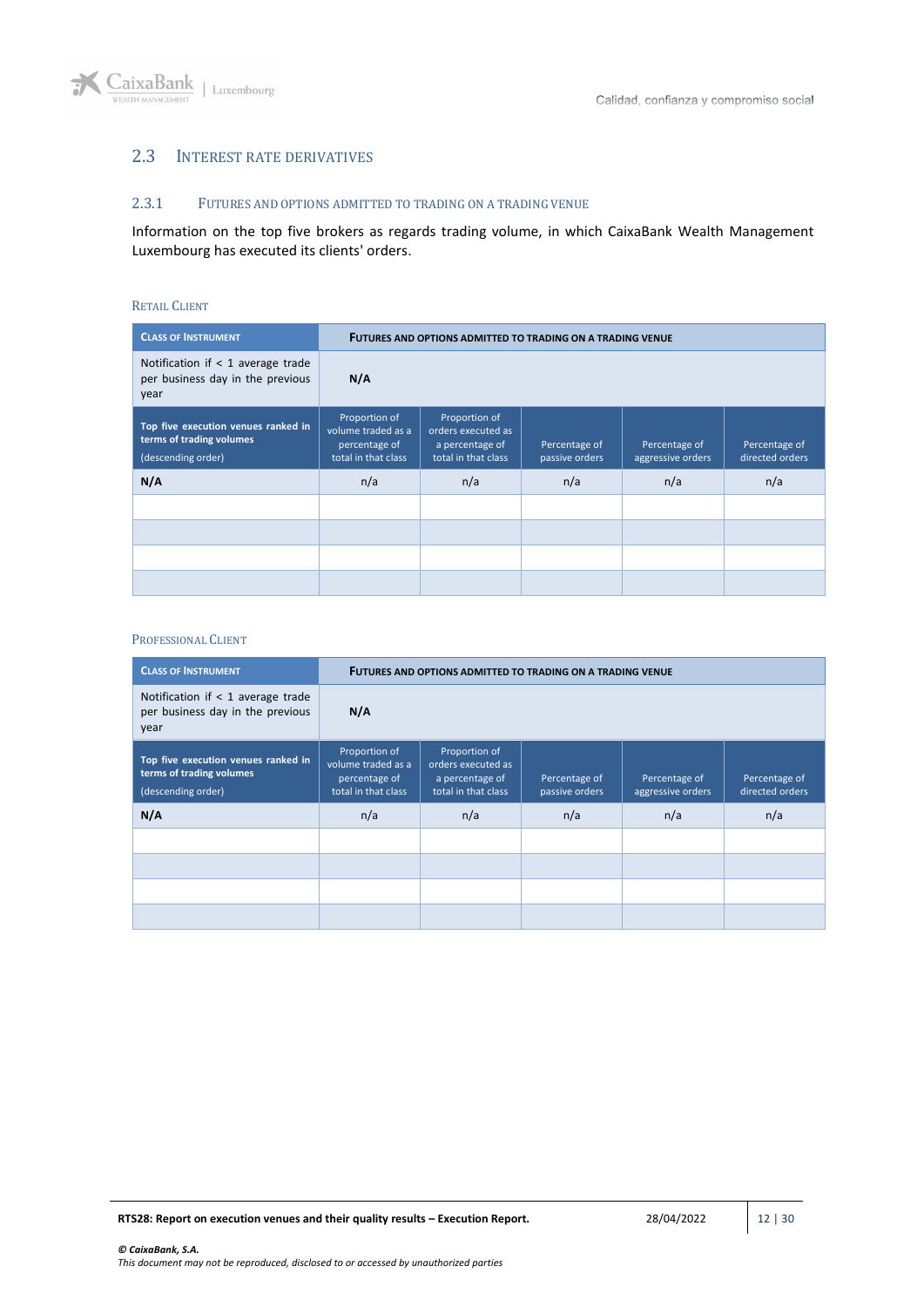## 2.3 INTEREST RATE DERIVATIVES

### 2.3.1 FUTURES AND OPTIONS ADMITTED TO TRADING ON A TRADING VENUE

Information on the top five brokers as regards trading volume, in which CaixaBank Wealth Management Luxembourg has executed its clients' orders.

#### RETAIL CLIENT

| CLASS OF INSTRUMENT | FUTURES AND OPTIONS ADMITTED TO TRADING ON A TRADING VENUE | | | | |
|---|---|---|---|---|---|
| Notification if < 1 average trade per business day in the previous year | **N/A** | | | | |
| **Top five execution venues ranked in terms of trading volumes** (descending order) | Proportion of volume traded as a percentage of total in that class | Proportion of orders executed as a percentage of total in that class | Percentage of passive orders | Percentage of aggressive orders | Percentage of directed orders |
| **N/A** | n/a | n/a | n/a | n/a | n/a |
| | | | | | |
| | | | | | |
| | | | | | |
| | | | | | |

#### PROFESSIONAL CLIENT

| CLASS OF INSTRUMENT | FUTURES AND OPTIONS ADMITTED TO TRADING ON A TRADING VENUE | | | | |
|---|---|---|---|---|---|
| Notification if < 1 average trade per business day in the previous year | **N/A** | | | | |
| **Top five execution venues ranked in terms of trading volumes** (descending order) | Proportion of volume traded as a percentage of total in that class | Proportion of orders executed as a percentage of total in that class | Percentage of passive orders | Percentage of aggressive orders | Percentage of directed orders |
| **N/A** | n/a | n/a | n/a | n/a | n/a |
| | | | | | |
| | | | | | |
| | | | | | |
| | | | | | |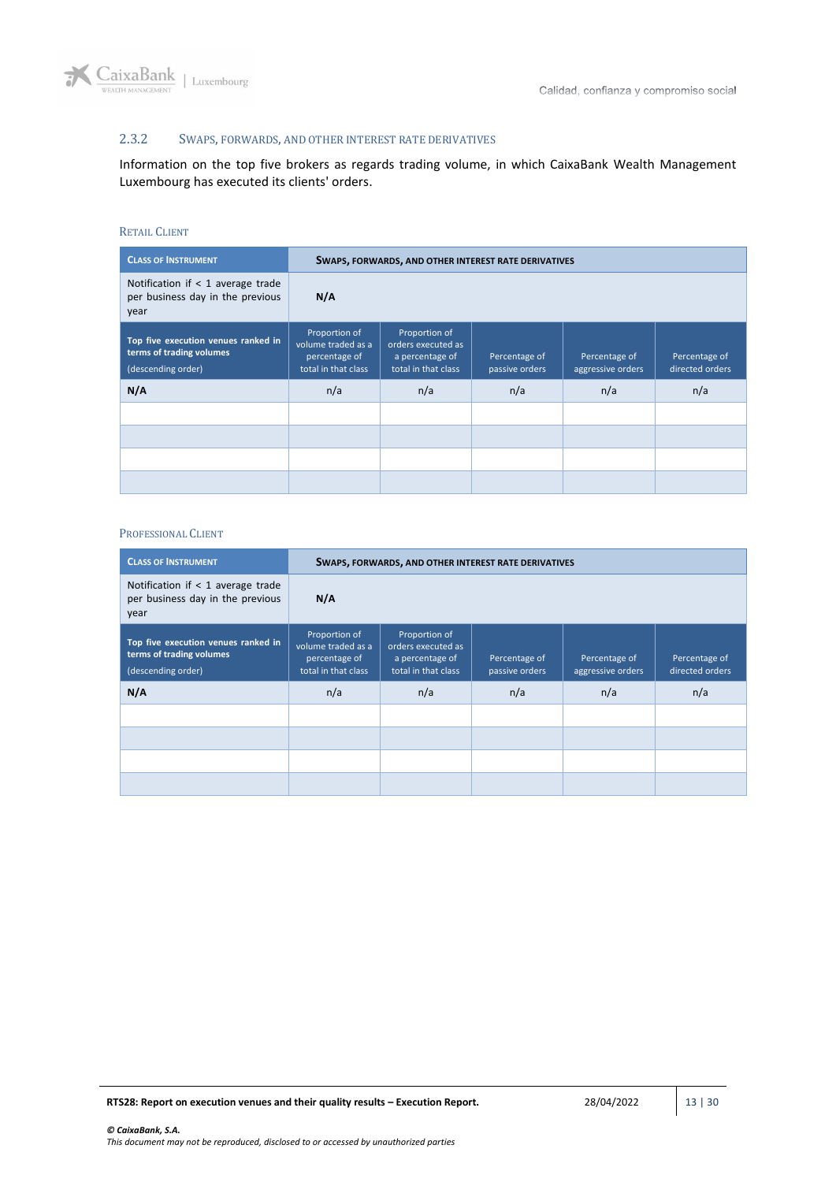### 2.3.2 SWAPS, FORWARDS, AND OTHER INTEREST RATE DERIVATIVES

Information on the top five brokers as regards trading volume, in which CaixaBank Wealth Management Luxembourg has executed its clients' orders.

#### RETAIL CLIENT

| CLASS OF INSTRUMENT | SWAPS, FORWARDS, AND OTHER INTEREST RATE DERIVATIVES | | | | |
|---|---|---|---|---|---|
| Notification if < 1 average trade per business day in the previous year | **N/A** | | | | |
| **Top five execution venues ranked in terms of trading volumes** (descending order) | Proportion of volume traded as a percentage of total in that class | Proportion of orders executed as a percentage of total in that class | Percentage of passive orders | Percentage of aggressive orders | Percentage of directed orders |
| **N/A** | n/a | n/a | n/a | n/a | n/a |
| | | | | | |
| | | | | | |
| | | | | | |
| | | | | | |

#### PROFESSIONAL CLIENT

| CLASS OF INSTRUMENT | SWAPS, FORWARDS, AND OTHER INTEREST RATE DERIVATIVES | | | | |
|---|---|---|---|---|---|
| Notification if < 1 average trade per business day in the previous year | **N/A** | | | | |
| **Top five execution venues ranked in terms of trading volumes** (descending order) | Proportion of volume traded as a percentage of total in that class | Proportion of orders executed as a percentage of total in that class | Percentage of passive orders | Percentage of aggressive orders | Percentage of directed orders |
| **N/A** | n/a | n/a | n/a | n/a | n/a |
| | | | | | |
| | | | | | |
| | | | | | |
| | | | | | |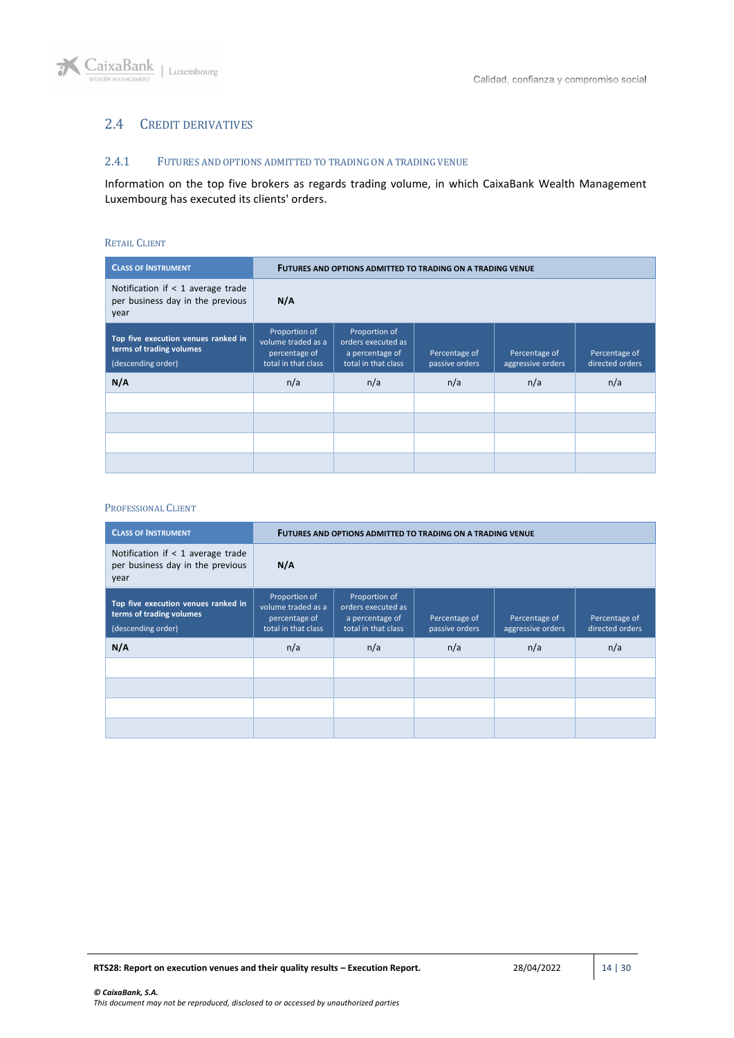## 2.4 CREDIT DERIVATIVES

### 2.4.1 FUTURES AND OPTIONS ADMITTED TO TRADING ON A TRADING VENUE

Information on the top five brokers as regards trading volume, in which CaixaBank Wealth Management Luxembourg has executed its clients' orders.

#### RETAIL CLIENT

| CLASS OF INSTRUMENT | FUTURES AND OPTIONS ADMITTED TO TRADING ON A TRADING VENUE | | | | |
|---|---|---|---|---|---|
| Notification if < 1 average trade per business day in the previous year | N/A | | | | |
| Top five execution venues ranked in terms of trading volumes (descending order) | Proportion of volume traded as a percentage of total in that class | Proportion of orders executed as a percentage of total in that class | Percentage of passive orders | Percentage of aggressive orders | Percentage of directed orders |
| N/A | n/a | n/a | n/a | n/a | n/a |
| | | | | | |
| | | | | | |
| | | | | | |
| | | | | | |

#### PROFESSIONAL CLIENT

| CLASS OF INSTRUMENT | FUTURES AND OPTIONS ADMITTED TO TRADING ON A TRADING VENUE | | | | |
|---|---|---|---|---|---|
| Notification if < 1 average trade per business day in the previous year | N/A | | | | |
| Top five execution venues ranked in terms of trading volumes (descending order) | Proportion of volume traded as a percentage of total in that class | Proportion of orders executed as a percentage of total in that class | Percentage of passive orders | Percentage of aggressive orders | Percentage of directed orders |
| N/A | n/a | n/a | n/a | n/a | n/a |
| | | | | | |
| | | | | | |
| | | | | | |
| | | | | | |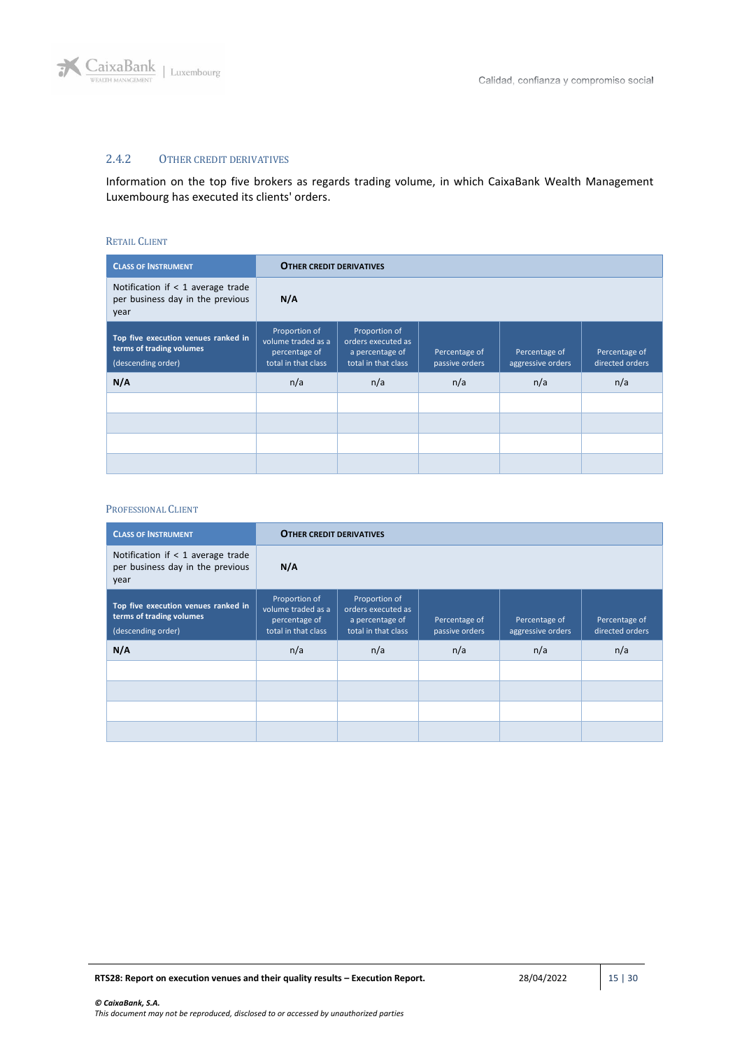### 2.4.2 OTHER CREDIT DERIVATIVES

Information on the top five brokers as regards trading volume, in which CaixaBank Wealth Management Luxembourg has executed its clients' orders.

#### RETAIL CLIENT

| **CLASS OF INSTRUMENT** | **OTHER CREDIT DERIVATIVES** | | | | |
|---|---|---|---|---|---|
| Notification if < 1 average trade per business day in the previous year | **N/A** | | | | |
| **Top five execution venues ranked in terms of trading volumes** (descending order) | Proportion of volume traded as a percentage of total in that class | Proportion of orders executed as a percentage of total in that class | Percentage of passive orders | Percentage of aggressive orders | Percentage of directed orders |
| **N/A** | n/a | n/a | n/a | n/a | n/a |
| | | | | | |
| | | | | | |
| | | | | | |
| | | | | | |

#### PROFESSIONAL CLIENT

| **CLASS OF INSTRUMENT** | **OTHER CREDIT DERIVATIVES** | | | | |
|---|---|---|---|---|---|
| Notification if < 1 average trade per business day in the previous year | **N/A** | | | | |
| **Top five execution venues ranked in terms of trading volumes** (descending order) | Proportion of volume traded as a percentage of total in that class | Proportion of orders executed as a percentage of total in that class | Percentage of passive orders | Percentage of aggressive orders | Percentage of directed orders |
| **N/A** | n/a | n/a | n/a | n/a | n/a |
| | | | | | |
| | | | | | |
| | | | | | |
| | | | | | |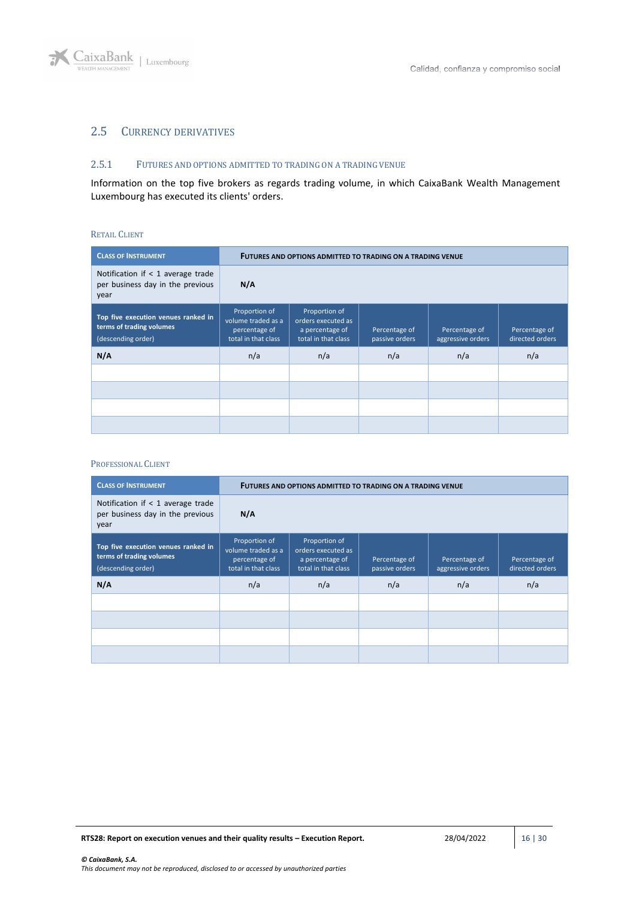## 2.5 Currency derivatives

### 2.5.1 Futures and options admitted to trading on a trading venue

Information on the top five brokers as regards trading volume, in which CaixaBank Wealth Management Luxembourg has executed its clients' orders.

#### Retail Client

| **Class of Instrument** | **Futures and options admitted to trading on a trading venue** | | | | |
|---|---|---|---|---|---|
| Notification if < 1 average trade per business day in the previous year | **N/A** | | | | |
| **Top five execution venues ranked in terms of trading volumes** (descending order) | Proportion of volume traded as a percentage of total in that class | Proportion of orders executed as a percentage of total in that class | Percentage of passive orders | Percentage of aggressive orders | Percentage of directed orders |
| **N/A** | n/a | n/a | n/a | n/a | n/a |
| | | | | | |
| | | | | | |
| | | | | | |
| | | | | | |

#### Professional Client

| **Class of Instrument** | **Futures and options admitted to trading on a trading venue** | | | | |
|---|---|---|---|---|---|
| Notification if < 1 average trade per business day in the previous year | **N/A** | | | | |
| **Top five execution venues ranked in terms of trading volumes** (descending order) | Proportion of volume traded as a percentage of total in that class | Proportion of orders executed as a percentage of total in that class | Percentage of passive orders | Percentage of aggressive orders | Percentage of directed orders |
| **N/A** | n/a | n/a | n/a | n/a | n/a |
| | | | | | |
| | | | | | |
| | | | | | |
| | | | | | |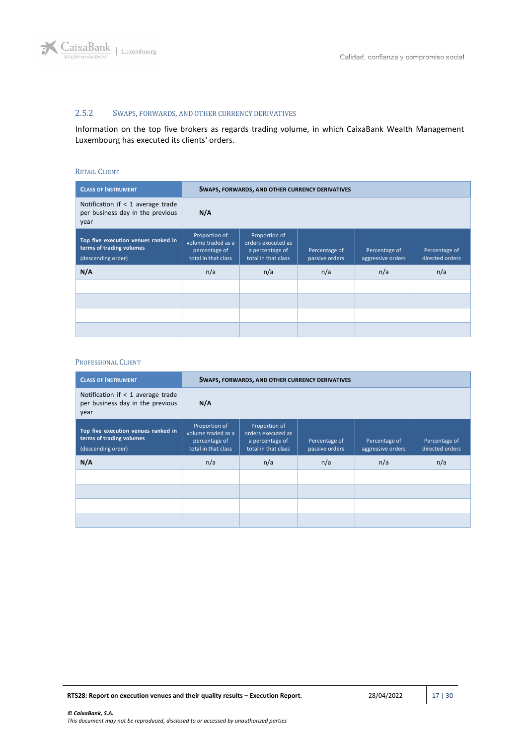### 2.5.2 SWAPS, FORWARDS, AND OTHER CURRENCY DERIVATIVES

Information on the top five brokers as regards trading volume, in which CaixaBank Wealth Management Luxembourg has executed its clients' orders.

#### RETAIL CLIENT

| CLASS OF INSTRUMENT | SWAPS, FORWARDS, AND OTHER CURRENCY DERIVATIVES | | | | |
|---|---|---|---|---|---|
| Notification if < 1 average trade per business day in the previous year | **N/A** | | | | |
| **Top five execution venues ranked in terms of trading volumes** (descending order) | Proportion of volume traded as a percentage of total in that class | Proportion of orders executed as a percentage of total in that class | Percentage of passive orders | Percentage of aggressive orders | Percentage of directed orders |
| **N/A** | n/a | n/a | n/a | n/a | n/a |
| | | | | | |
| | | | | | |
| | | | | | |
| | | | | | |

#### PROFESSIONAL CLIENT

| CLASS OF INSTRUMENT | SWAPS, FORWARDS, AND OTHER CURRENCY DERIVATIVES | | | | |
|---|---|---|---|---|---|
| Notification if < 1 average trade per business day in the previous year | **N/A** | | | | |
| **Top five execution venues ranked in terms of trading volumes** (descending order) | Proportion of volume traded as a percentage of total in that class | Proportion of orders executed as a percentage of total in that class | Percentage of passive orders | Percentage of aggressive orders | Percentage of directed orders |
| **N/A** | n/a | n/a | n/a | n/a | n/a |
| | | | | | |
| | | | | | |
| | | | | | |
| | | | | | |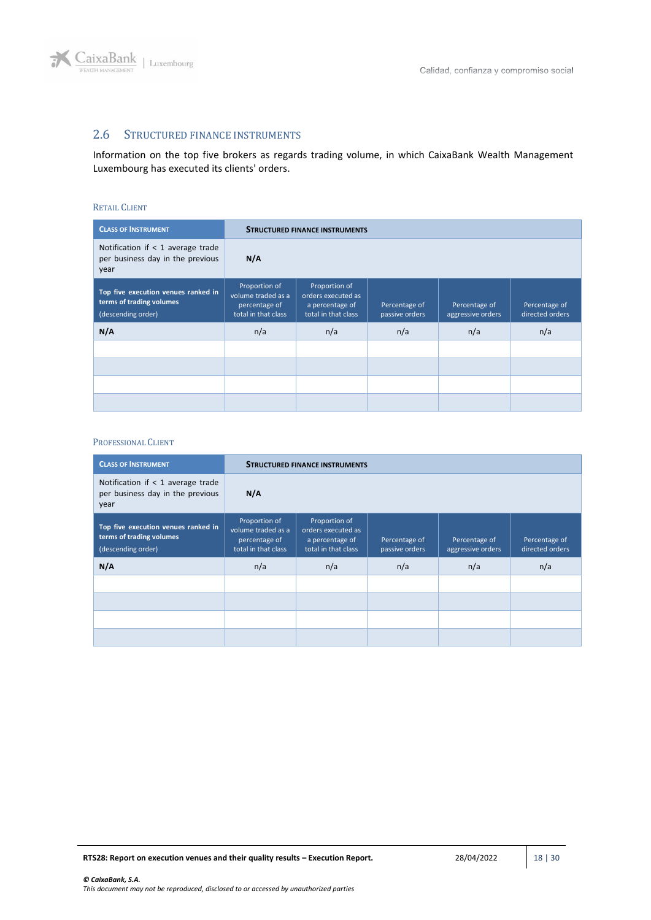## 2.6 STRUCTURED FINANCE INSTRUMENTS

Information on the top five brokers as regards trading volume, in which CaixaBank Wealth Management Luxembourg has executed its clients' orders.

### RETAIL CLIENT

| CLASS OF INSTRUMENT | STRUCTURED FINANCE INSTRUMENTS | | | | |
|---|---|---|---|---|---|
| Notification if < 1 average trade per business day in the previous year | **N/A** | | | | |
| **Top five execution venues ranked in terms of trading volumes** (descending order) | Proportion of volume traded as a percentage of total in that class | Proportion of orders executed as a percentage of total in that class | Percentage of passive orders | Percentage of aggressive orders | Percentage of directed orders |
| **N/A** | n/a | n/a | n/a | n/a | n/a |
| | | | | | |
| | | | | | |
| | | | | | |
| | | | | | |

### PROFESSIONAL CLIENT

| CLASS OF INSTRUMENT | STRUCTURED FINANCE INSTRUMENTS | | | | |
|---|---|---|---|---|---|
| Notification if < 1 average trade per business day in the previous year | **N/A** | | | | |
| **Top five execution venues ranked in terms of trading volumes** (descending order) | Proportion of volume traded as a percentage of total in that class | Proportion of orders executed as a percentage of total in that class | Percentage of passive orders | Percentage of aggressive orders | Percentage of directed orders |
| **N/A** | n/a | n/a | n/a | n/a | n/a |
| | | | | | |
| | | | | | |
| | | | | | |
| | | | | | |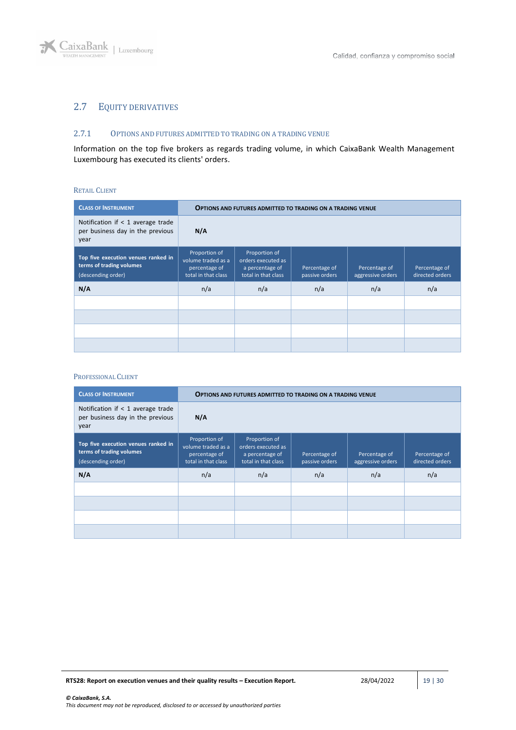## 2.7 Equity Derivatives

### 2.7.1 Options and futures admitted to trading on a trading venue

Information on the top five brokers as regards trading volume, in which CaixaBank Wealth Management Luxembourg has executed its clients' orders.

#### Retail Client

| **Class of Instrument** | **Options and futures admitted to trading on a trading venue** | | | | |
|---|---|---|---|---|---|
| Notification if < 1 average trade per business day in the previous year | **N/A** | | | | |
| **Top five execution venues ranked in terms of trading volumes** (descending order) | Proportion of volume traded as a percentage of total in that class | Proportion of orders executed as a percentage of total in that class | Percentage of passive orders | Percentage of aggressive orders | Percentage of directed orders |
| **N/A** | n/a | n/a | n/a | n/a | n/a |
| | | | | | |
| | | | | | |
| | | | | | |
| | | | | | |

#### Professional Client

| **Class of Instrument** | **Options and futures admitted to trading on a trading venue** | | | | |
|---|---|---|---|---|---|
| Notification if < 1 average trade per business day in the previous year | **N/A** | | | | |
| **Top five execution venues ranked in terms of trading volumes** (descending order) | Proportion of volume traded as a percentage of total in that class | Proportion of orders executed as a percentage of total in that class | Percentage of passive orders | Percentage of aggressive orders | Percentage of directed orders |
| **N/A** | n/a | n/a | n/a | n/a | n/a |
| | | | | | |
| | | | | | |
| | | | | | |
| | | | | | |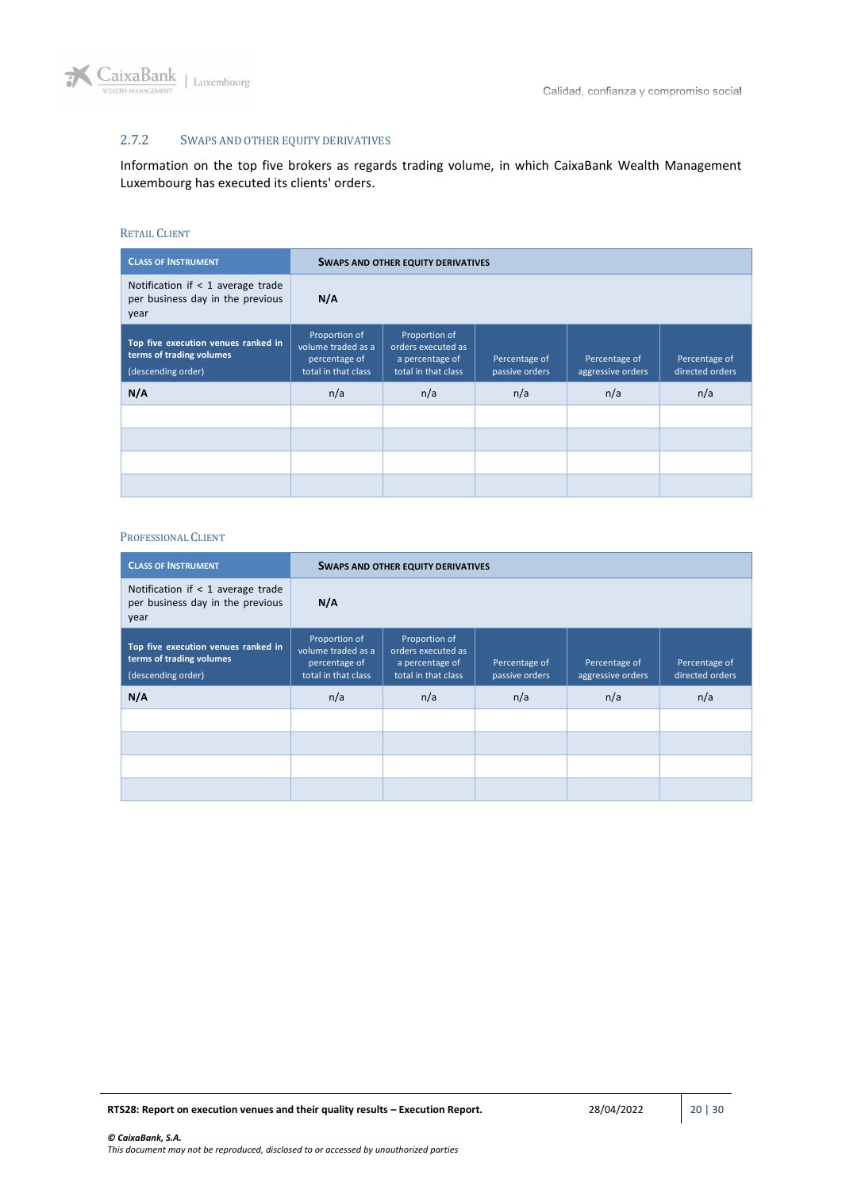### 2.7.2 Swaps and other equity derivatives

Information on the top five brokers as regards trading volume, in which CaixaBank Wealth Management Luxembourg has executed its clients' orders.

#### Retail Client

| **Class of Instrument** | **Swaps and other equity derivatives** | | | | |
|---|---|---|---|---|---|
| Notification if < 1 average trade per business day in the previous year | **N/A** | | | | |
| **Top five execution venues ranked in terms of trading volumes** (descending order) | Proportion of volume traded as a percentage of total in that class | Proportion of orders executed as a percentage of total in that class | Percentage of passive orders | Percentage of aggressive orders | Percentage of directed orders |
| **N/A** | n/a | n/a | n/a | n/a | n/a |
| | | | | | |
| | | | | | |
| | | | | | |
| | | | | | |

#### Professional Client

| **Class of Instrument** | **Swaps and other equity derivatives** | | | | |
|---|---|---|---|---|---|
| Notification if < 1 average trade per business day in the previous year | **N/A** | | | | |
| **Top five execution venues ranked in terms of trading volumes** (descending order) | Proportion of volume traded as a percentage of total in that class | Proportion of orders executed as a percentage of total in that class | Percentage of passive orders | Percentage of aggressive orders | Percentage of directed orders |
| **N/A** | n/a | n/a | n/a | n/a | n/a |
| | | | | | |
| | | | | | |
| | | | | | |
| | | | | | |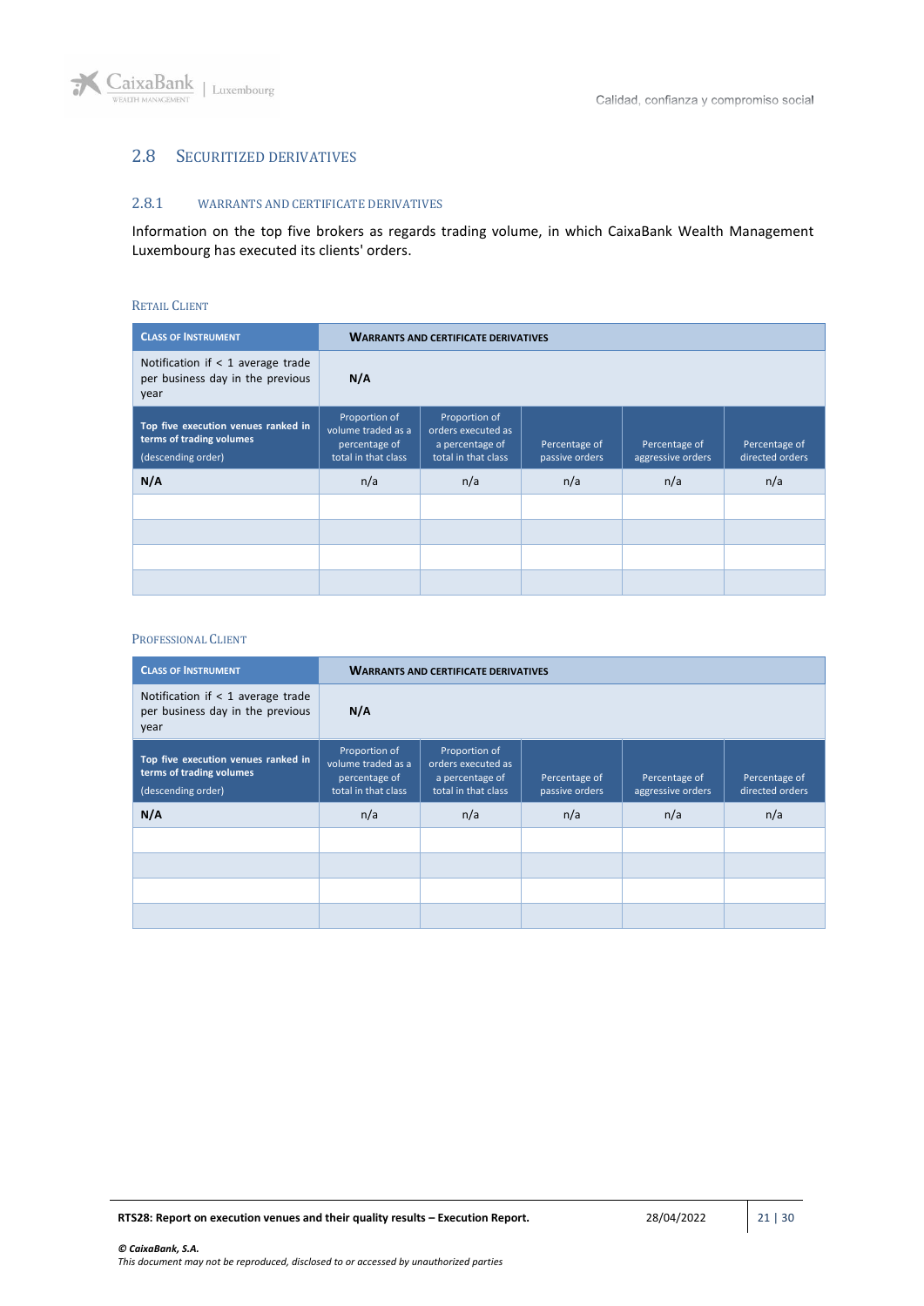## 2.8 SECURITIZED DERIVATIVES

### 2.8.1 WARRANTS AND CERTIFICATE DERIVATIVES

Information on the top five brokers as regards trading volume, in which CaixaBank Wealth Management Luxembourg has executed its clients' orders.

#### RETAIL CLIENT

| CLASS OF INSTRUMENT | WARRANTS AND CERTIFICATE DERIVATIVES | | | | |
|---|---|---|---|---|---|
| Notification if < 1 average trade per business day in the previous year | N/A | | | | |
| **Top five execution venues ranked in terms of trading volumes** (descending order) | Proportion of volume traded as a percentage of total in that class | Proportion of orders executed as a percentage of total in that class | Percentage of passive orders | Percentage of aggressive orders | Percentage of directed orders |
| **N/A** | n/a | n/a | n/a | n/a | n/a |
| | | | | | |
| | | | | | |
| | | | | | |
| | | | | | |

#### PROFESSIONAL CLIENT

| CLASS OF INSTRUMENT | WARRANTS AND CERTIFICATE DERIVATIVES | | | | |
|---|---|---|---|---|---|
| Notification if < 1 average trade per business day in the previous year | N/A | | | | |
| **Top five execution venues ranked in terms of trading volumes** (descending order) | Proportion of volume traded as a percentage of total in that class | Proportion of orders executed as a percentage of total in that class | Percentage of passive orders | Percentage of aggressive orders | Percentage of directed orders |
| **N/A** | n/a | n/a | n/a | n/a | n/a |
| | | | | | |
| | | | | | |
| | | | | | |
| | | | | | |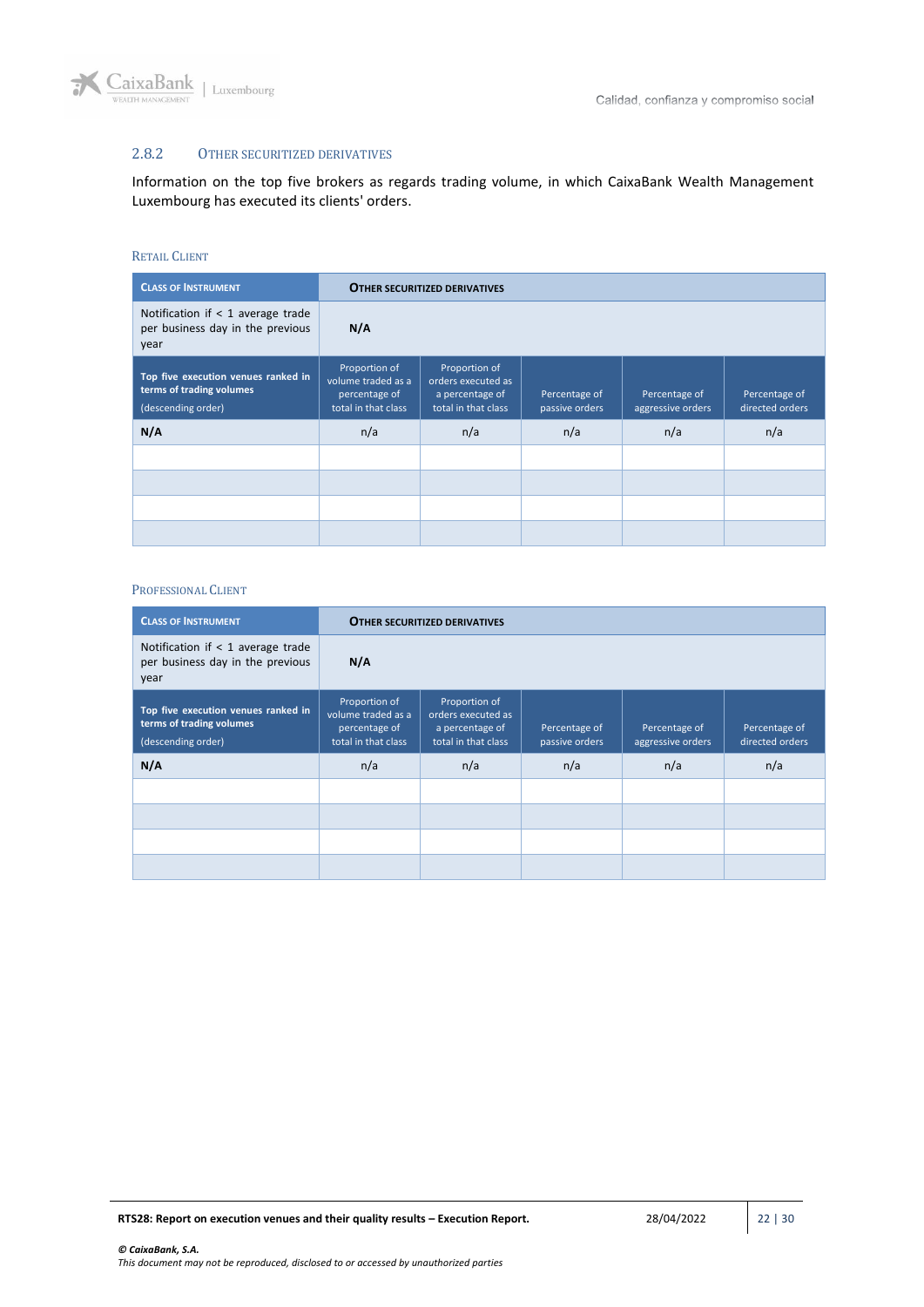### 2.8.2 OTHER SECURITIZED DERIVATIVES

Information on the top five brokers as regards trading volume, in which CaixaBank Wealth Management Luxembourg has executed its clients' orders.

RETAIL CLIENT

| CLASS OF INSTRUMENT | OTHER SECURITIZED DERIVATIVES | | | | |
|---|---|---|---|---|---|
| Notification if < 1 average trade per business day in the previous year | **N/A** | | | | |
| **Top five execution venues ranked in terms of trading volumes** (descending order) | Proportion of volume traded as a percentage of total in that class | Proportion of orders executed as a percentage of total in that class | Percentage of passive orders | Percentage of aggressive orders | Percentage of directed orders |
| **N/A** | n/a | n/a | n/a | n/a | n/a |
| | | | | | |
| | | | | | |
| | | | | | |
| | | | | | |

PROFESSIONAL CLIENT

| CLASS OF INSTRUMENT | OTHER SECURITIZED DERIVATIVES | | | | |
|---|---|---|---|---|---|
| Notification if < 1 average trade per business day in the previous year | **N/A** | | | | |
| **Top five execution venues ranked in terms of trading volumes** (descending order) | Proportion of volume traded as a percentage of total in that class | Proportion of orders executed as a percentage of total in that class | Percentage of passive orders | Percentage of aggressive orders | Percentage of directed orders |
| **N/A** | n/a | n/a | n/a | n/a | n/a |
| | | | | | |
| | | | | | |
| | | | | | |
| | | | | | |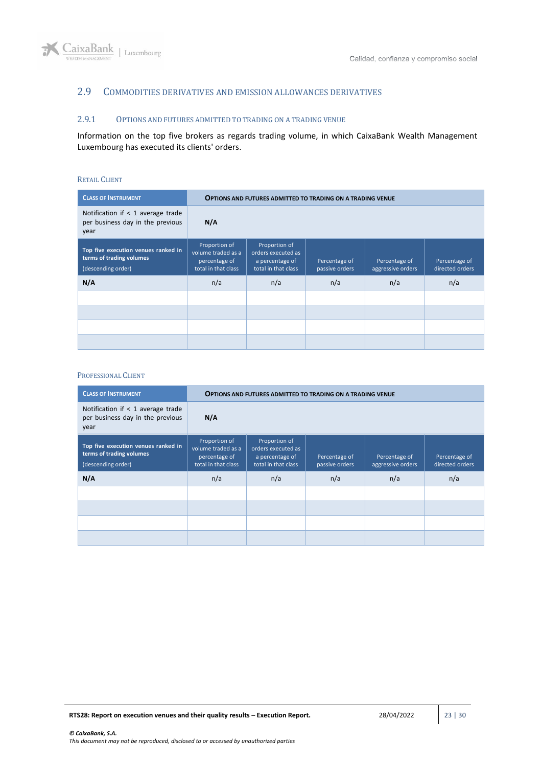## 2.9 Commodities derivatives and emission allowances derivatives

### 2.9.1 Options and futures admitted to trading on a trading venue

Information on the top five brokers as regards trading volume, in which CaixaBank Wealth Management Luxembourg has executed its clients' orders.

#### Retail Client

| Class of Instrument | Options and futures admitted to trading on a trading venue | | | | |
|---|---|---|---|---|---|
| Notification if < 1 average trade per business day in the previous year | **N/A** | | | | |
| **Top five execution venues ranked in terms of trading volumes** (descending order) | Proportion of volume traded as a percentage of total in that class | Proportion of orders executed as a percentage of total in that class | Percentage of passive orders | Percentage of aggressive orders | Percentage of directed orders |
| **N/A** | n/a | n/a | n/a | n/a | n/a |
| | | | | | |
| | | | | | |
| | | | | | |
| | | | | | |

#### Professional Client

| Class of Instrument | Options and futures admitted to trading on a trading venue | | | | |
|---|---|---|---|---|---|
| Notification if < 1 average trade per business day in the previous year | **N/A** | | | | |
| **Top five execution venues ranked in terms of trading volumes** (descending order) | Proportion of volume traded as a percentage of total in that class | Proportion of orders executed as a percentage of total in that class | Percentage of passive orders | Percentage of aggressive orders | Percentage of directed orders |
| **N/A** | n/a | n/a | n/a | n/a | n/a |
| | | | | | |
| | | | | | |
| | | | | | |
| | | | | | |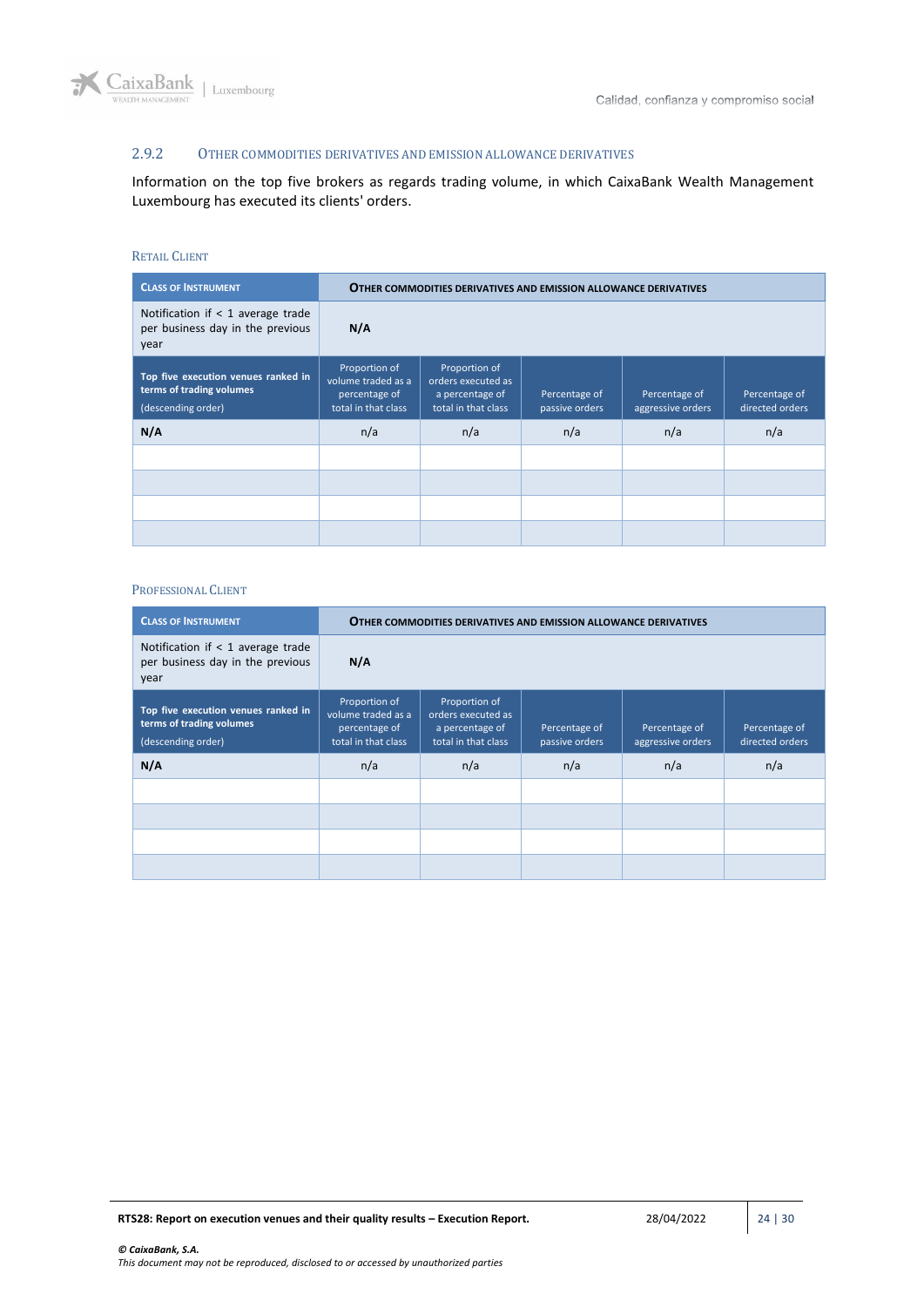### 2.9.2 OTHER COMMODITIES DERIVATIVES AND EMISSION ALLOWANCE DERIVATIVES

Information on the top five brokers as regards trading volume, in which CaixaBank Wealth Management Luxembourg has executed its clients' orders.

#### RETAIL CLIENT

| CLASS OF INSTRUMENT | OTHER COMMODITIES DERIVATIVES AND EMISSION ALLOWANCE DERIVATIVES | | | | |
|---|---|---|---|---|---|
| Notification if < 1 average trade per business day in the previous year | **N/A** | | | | |
| **Top five execution venues ranked in terms of trading volumes** (descending order) | Proportion of volume traded as a percentage of total in that class | Proportion of orders executed as a percentage of total in that class | Percentage of passive orders | Percentage of aggressive orders | Percentage of directed orders |
| **N/A** | n/a | n/a | n/a | n/a | n/a |
| | | | | | |
| | | | | | |
| | | | | | |
| | | | | | |

#### PROFESSIONAL CLIENT

| CLASS OF INSTRUMENT | OTHER COMMODITIES DERIVATIVES AND EMISSION ALLOWANCE DERIVATIVES | | | | |
|---|---|---|---|---|---|
| Notification if < 1 average trade per business day in the previous year | **N/A** | | | | |
| **Top five execution venues ranked in terms of trading volumes** (descending order) | Proportion of volume traded as a percentage of total in that class | Proportion of orders executed as a percentage of total in that class | Percentage of passive orders | Percentage of aggressive orders | Percentage of directed orders |
| **N/A** | n/a | n/a | n/a | n/a | n/a |
| | | | | | |
| | | | | | |
| | | | | | |
| | | | | | |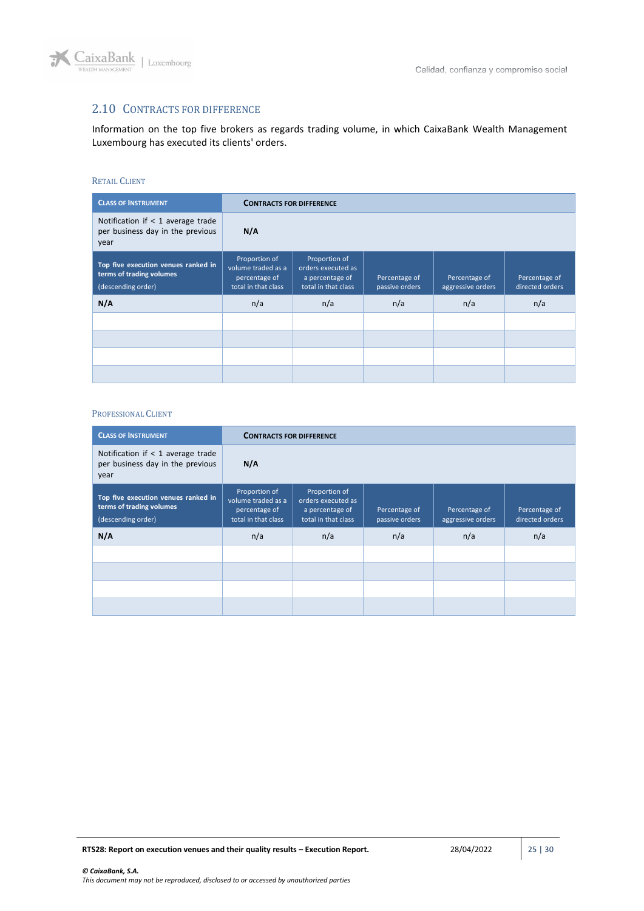## 2.10 Contracts for Difference

Information on the top five brokers as regards trading volume, in which CaixaBank Wealth Management Luxembourg has executed its clients' orders.

### Retail Client

| **Class of Instrument** | **Contracts for Difference** | | | | |
|---|---|---|---|---|---|
| Notification if < 1 average trade per business day in the previous year | **N/A** | | | | |
| **Top five execution venues ranked in terms of trading volumes** (descending order) | Proportion of volume traded as a percentage of total in that class | Proportion of orders executed as a percentage of total in that class | Percentage of passive orders | Percentage of aggressive orders | Percentage of directed orders |
| **N/A** | n/a | n/a | n/a | n/a | n/a |
| | | | | | |
| | | | | | |
| | | | | | |
| | | | | | |

### Professional Client

| **Class of Instrument** | **Contracts for Difference** | | | | |
|---|---|---|---|---|---|
| Notification if < 1 average trade per business day in the previous year | **N/A** | | | | |
| **Top five execution venues ranked in terms of trading volumes** (descending order) | Proportion of volume traded as a percentage of total in that class | Proportion of orders executed as a percentage of total in that class | Percentage of passive orders | Percentage of aggressive orders | Percentage of directed orders |
| **N/A** | n/a | n/a | n/a | n/a | n/a |
| | | | | | |
| | | | | | |
| | | | | | |
| | | | | | |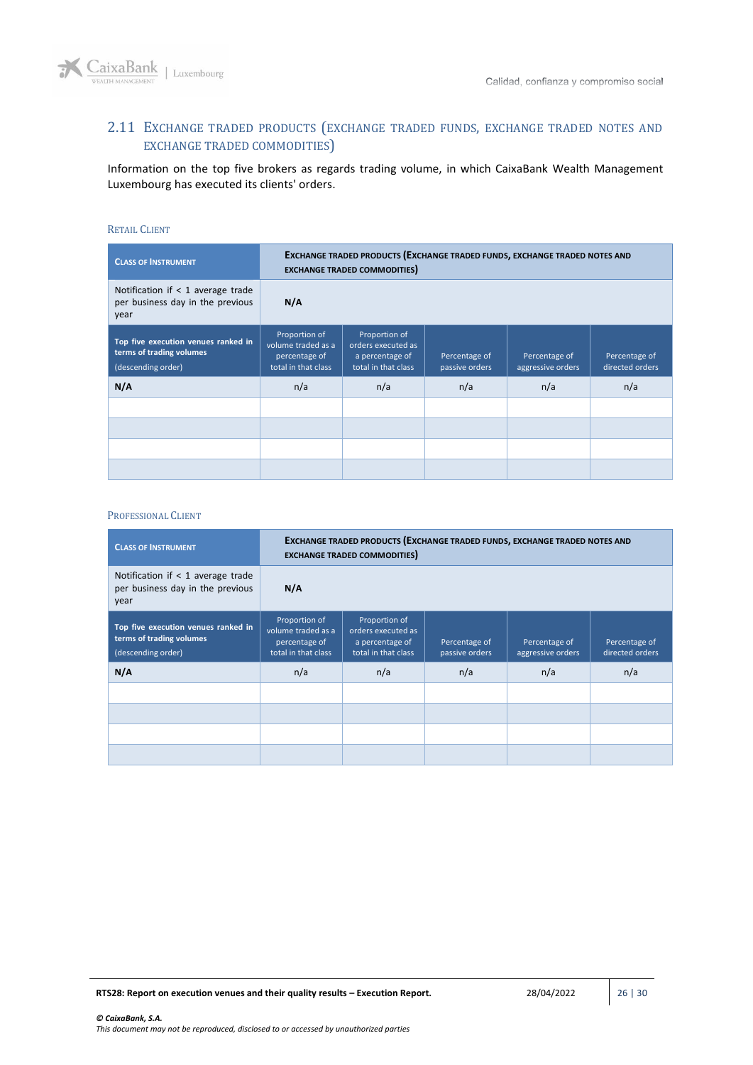## 2.11 Exchange traded products (exchange traded funds, exchange traded notes and exchange traded commodities)

Information on the top five brokers as regards trading volume, in which CaixaBank Wealth Management Luxembourg has executed its clients' orders.

### Retail Client

| **Class of Instrument** | **Exchange traded products (Exchange traded funds, exchange traded notes and exchange traded commodities)** | | | | |
|---|---|---|---|---|---|
| Notification if < 1 average trade per business day in the previous year | **N/A** | | | | |
| **Top five execution venues ranked in terms of trading volumes** (descending order) | Proportion of volume traded as a percentage of total in that class | Proportion of orders executed as a percentage of total in that class | Percentage of passive orders | Percentage of aggressive orders | Percentage of directed orders |
| **N/A** | n/a | n/a | n/a | n/a | n/a |
| | | | | | |
| | | | | | |
| | | | | | |
| | | | | | |

### Professional Client

| **Class of Instrument** | **Exchange traded products (Exchange traded funds, exchange traded notes and exchange traded commodities)** | | | | |
|---|---|---|---|---|---|
| Notification if < 1 average trade per business day in the previous year | **N/A** | | | | |
| **Top five execution venues ranked in terms of trading volumes** (descending order) | Proportion of volume traded as a percentage of total in that class | Proportion of orders executed as a percentage of total in that class | Percentage of passive orders | Percentage of aggressive orders | Percentage of directed orders |
| **N/A** | n/a | n/a | n/a | n/a | n/a |
| | | | | | |
| | | | | | |
| | | | | | |
| | | | | | |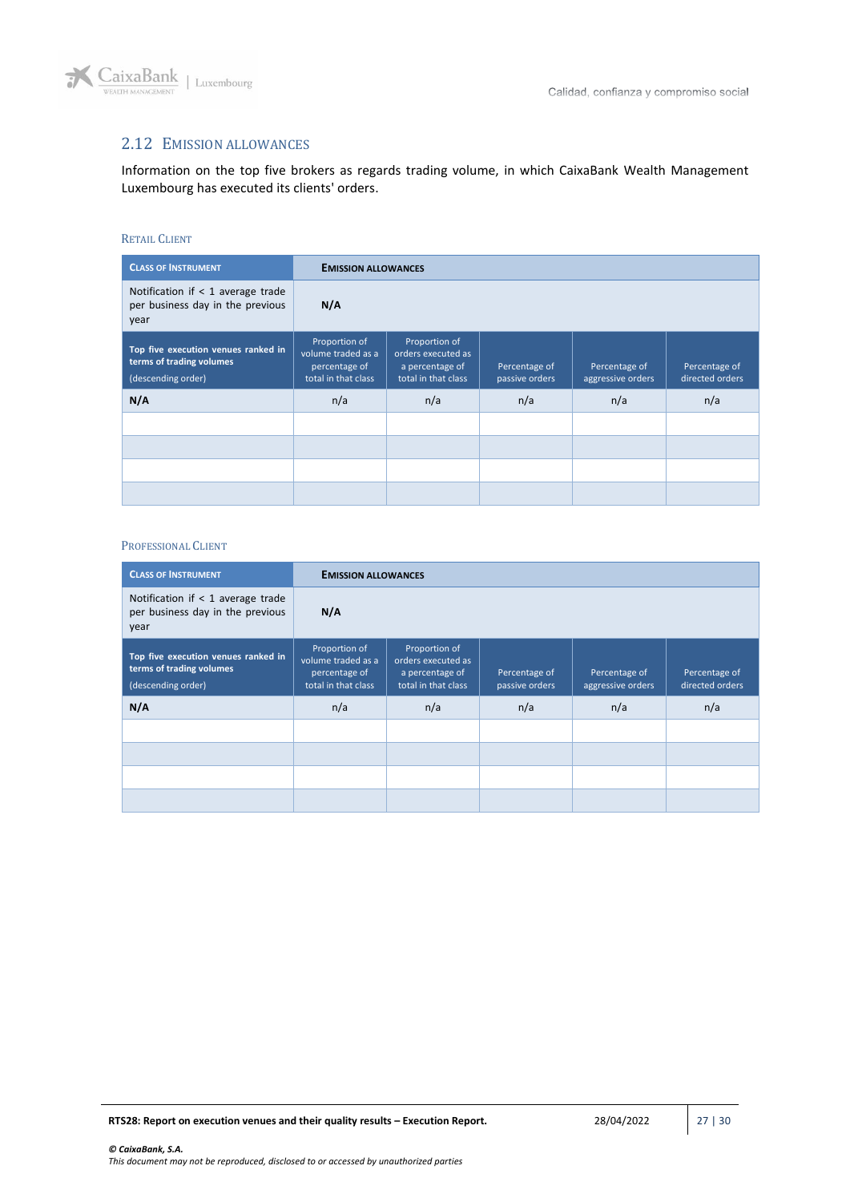## 2.12 Emission Allowances

Information on the top five brokers as regards trading volume, in which CaixaBank Wealth Management Luxembourg has executed its clients' orders.

### Retail Client

| Class of Instrument | Emission Allowances | | | | |
|---|---|---|---|---|---|
| Notification if < 1 average trade per business day in the previous year | **N/A** | | | | |
| **Top five execution venues ranked in terms of trading volumes** (descending order) | Proportion of volume traded as a percentage of total in that class | Proportion of orders executed as a percentage of total in that class | Percentage of passive orders | Percentage of aggressive orders | Percentage of directed orders |
| **N/A** | n/a | n/a | n/a | n/a | n/a |
| | | | | | |
| | | | | | |
| | | | | | |
| | | | | | |

### Professional Client

| Class of Instrument | Emission Allowances | | | | |
|---|---|---|---|---|---|
| Notification if < 1 average trade per business day in the previous year | **N/A** | | | | |
| **Top five execution venues ranked in terms of trading volumes** (descending order) | Proportion of volume traded as a percentage of total in that class | Proportion of orders executed as a percentage of total in that class | Percentage of passive orders | Percentage of aggressive orders | Percentage of directed orders |
| **N/A** | n/a | n/a | n/a | n/a | n/a |
| | | | | | |
| | | | | | |
| | | | | | |
| | | | | | |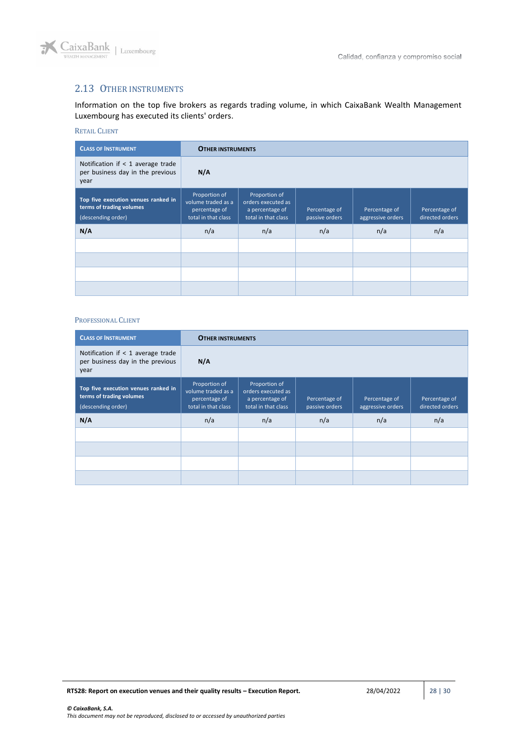## 2.13 OTHER INSTRUMENTS

Information on the top five brokers as regards trading volume, in which CaixaBank Wealth Management Luxembourg has executed its clients' orders.

### RETAIL CLIENT

| CLASS OF INSTRUMENT | OTHER INSTRUMENTS | | | | |
|---|---|---|---|---|---|
| Notification if < 1 average trade per business day in the previous year | **N/A** | | | | |
| **Top five execution venues ranked in terms of trading volumes** (descending order) | Proportion of volume traded as a percentage of total in that class | Proportion of orders executed as a percentage of total in that class | Percentage of passive orders | Percentage of aggressive orders | Percentage of directed orders |
| **N/A** | n/a | n/a | n/a | n/a | n/a |
| | | | | | |
| | | | | | |
| | | | | | |
| | | | | | |

### PROFESSIONAL CLIENT

| CLASS OF INSTRUMENT | OTHER INSTRUMENTS | | | | |
|---|---|---|---|---|---|
| Notification if < 1 average trade per business day in the previous year | **N/A** | | | | |
| **Top five execution venues ranked in terms of trading volumes** (descending order) | Proportion of volume traded as a percentage of total in that class | Proportion of orders executed as a percentage of total in that class | Percentage of passive orders | Percentage of aggressive orders | Percentage of directed orders |
| **N/A** | n/a | n/a | n/a | n/a | n/a |
| | | | | | |
| | | | | | |
| | | | | | |
| | | | | | |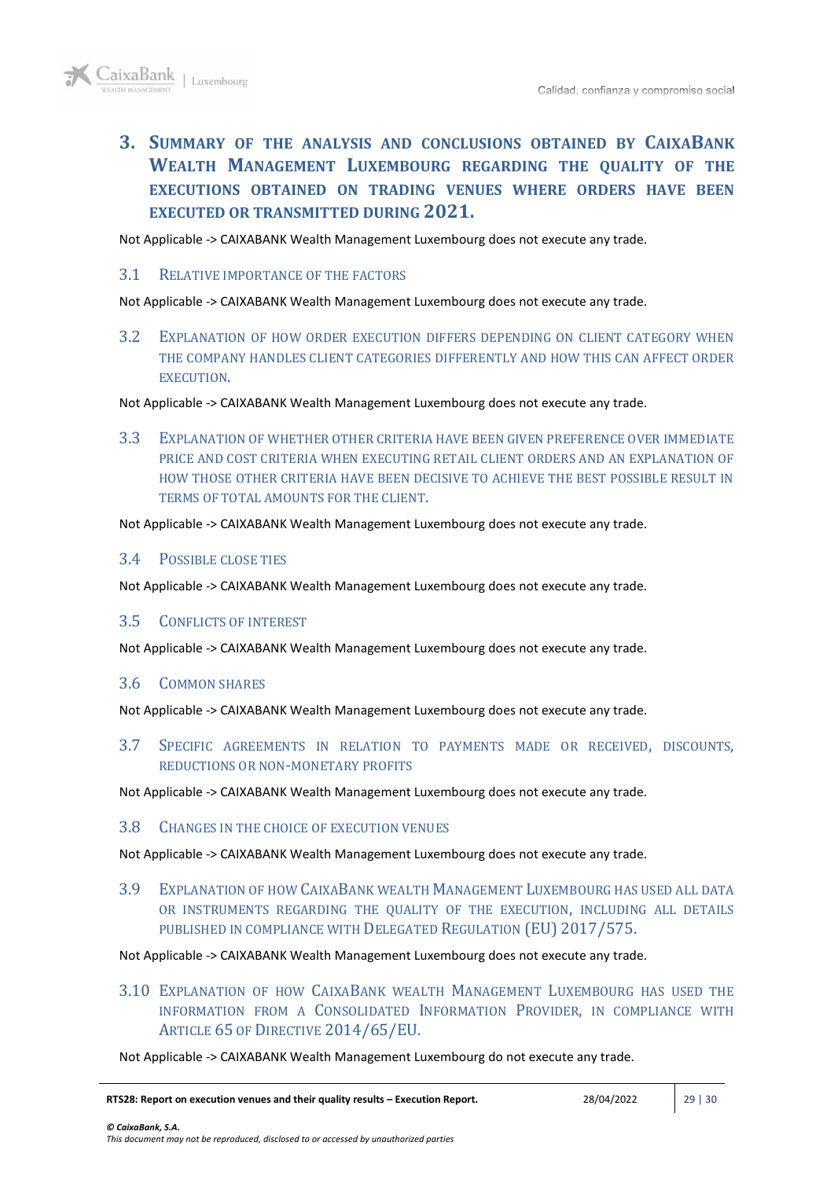# 3. Summary of the analysis and conclusions obtained by CaixaBank Wealth Management Luxembourg regarding the quality of the executions obtained on trading venues where orders have been executed or transmitted during 2021.

Not Applicable -> CAIXABANK Wealth Management Luxembourg does not execute any trade.

## 3.1 Relative importance of the factors

Not Applicable -> CAIXABANK Wealth Management Luxembourg does not execute any trade.

## 3.2 Explanation of how order execution differs depending on client category when the company handles client categories differently and how this can affect order execution.

Not Applicable -> CAIXABANK Wealth Management Luxembourg does not execute any trade.

## 3.3 Explanation of whether other criteria have been given preference over immediate price and cost criteria when executing retail client orders and an explanation of how those other criteria have been decisive to achieve the best possible result in terms of total amounts for the client.

Not Applicable -> CAIXABANK Wealth Management Luxembourg does not execute any trade.

## 3.4 Possible close ties

Not Applicable -> CAIXABANK Wealth Management Luxembourg does not execute any trade.

## 3.5 Conflicts of interest

Not Applicable -> CAIXABANK Wealth Management Luxembourg does not execute any trade.

## 3.6 Common shares

Not Applicable -> CAIXABANK Wealth Management Luxembourg does not execute any trade.

## 3.7 Specific agreements in relation to payments made or received, discounts, reductions or non-monetary profits

Not Applicable -> CAIXABANK Wealth Management Luxembourg does not execute any trade.

## 3.8 Changes in the choice of execution venues

Not Applicable -> CAIXABANK Wealth Management Luxembourg does not execute any trade.

## 3.9 Explanation of how CaixaBank Wealth Management Luxembourg has used all data or instruments regarding the quality of the execution, including all details published in compliance with Delegated Regulation (EU) 2017/575.

Not Applicable -> CAIXABANK Wealth Management Luxembourg does not execute any trade.

## 3.10 Explanation of how CaixaBank wealth Management Luxembourg has used the information from a Consolidated Information Provider, in compliance with Article 65 of Directive 2014/65/EU.

Not Applicable -> CAIXABANK Wealth Management Luxembourg do not execute any trade.